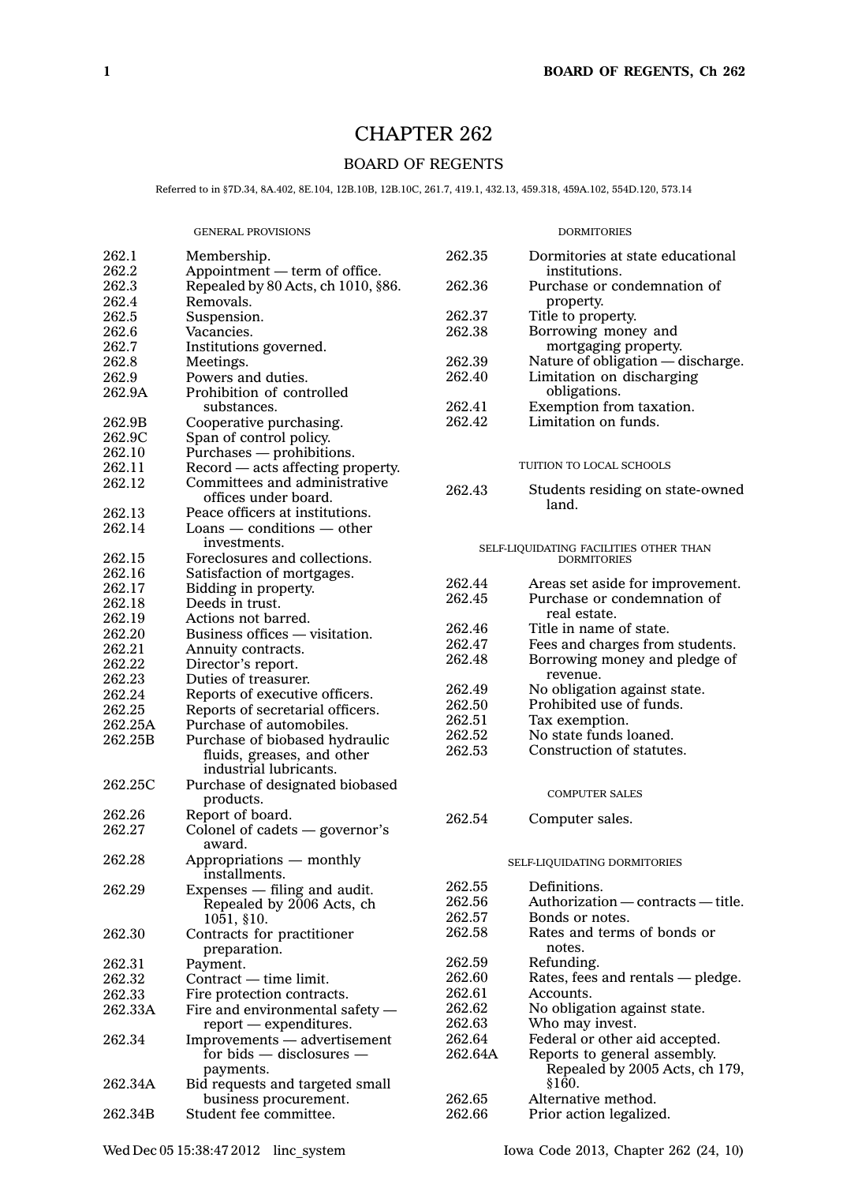# CHAPTER 262

## BOARD OF REGENTS

Referred to in §7D.34, 8A.402, 8E.104, 12B.10B, 12B.10C, 261.7, 419.1, 432.13, 459.318, 459A.102, 554D.120, 573.14

GENERAL PROVISIONS

| | |
|---|---|
| 262.1 | Membership. |
| 262.2 | Appointment — term of office. |
| 262.3 | Repealed by 80 Acts, ch 1010, §86. |
| 262.4 | Removals. |
| 262.5 | Suspension. |
| 262.6 | Vacancies. |
| 262.7 | Institutions governed. |
| 262.8 | Meetings. |
| 262.9 | Powers and duties. |
| 262.9A | Prohibition of controlled substances. |
| 262.9B | Cooperative purchasing. |
| 262.9C | Span of control policy. |
| 262.10 | Purchases — prohibitions. |
| 262.11 | Record — acts affecting property. |
| 262.12 | Committees and administrative offices under board. |
| 262.13 | Peace officers at institutions. |
| 262.14 | Loans — conditions — other investments. |
| 262.15 | Foreclosures and collections. |
| 262.16 | Satisfaction of mortgages. |
| 262.17 | Bidding in property. |
| 262.18 | Deeds in trust. |
| 262.19 | Actions not barred. |
| 262.20 | Business offices — visitation. |
| 262.21 | Annuity contracts. |
| 262.22 | Director's report. |
| 262.23 | Duties of treasurer. |
| 262.24 | Reports of executive officers. |
| 262.25 | Reports of secretarial officers. |
| 262.25A | Purchase of automobiles. |
| 262.25B | Purchase of biobased hydraulic fluids, greases, and other industrial lubricants. |
| 262.25C | Purchase of designated biobased products. |
| 262.26 | Report of board. |
| 262.27 | Colonel of cadets — governor's award. |
| 262.28 | Appropriations — monthly installments. |
| 262.29 | Expenses — filing and audit. Repealed by 2006 Acts, ch 1051, §10. |
| 262.30 | Contracts for practitioner preparation. |
| 262.31 | Payment. |
| 262.32 | Contract — time limit. |
| 262.33 | Fire protection contracts. |
| 262.33A | Fire and environmental safety — report — expenditures. |
| 262.34 | Improvements — advertisement for bids — disclosures — payments. |
| 262.34A | Bid requests and targeted small business procurement. |
| 262.34B | Student fee committee. |

DORMITORIES

| | |
|---|---|
| 262.35 | Dormitories at state educational institutions. |
| 262.36 | Purchase or condemnation of property. |
| 262.37 | Title to property. |
| 262.38 | Borrowing money and mortgaging property. |
| 262.39 | Nature of obligation — discharge. |
| 262.40 | Limitation on discharging obligations. |
| 262.41 | Exemption from taxation. |
| 262.42 | Limitation on funds. |

TUITION TO LOCAL SCHOOLS

| | |
|---|---|
| 262.43 | Students residing on state-owned land. |

SELF-LIQUIDATING FACILITIES OTHER THAN DORMITORIES

| | |
|---|---|
| 262.44 | Areas set aside for improvement. |
| 262.45 | Purchase or condemnation of real estate. |
| 262.46 | Title in name of state. |
| 262.47 | Fees and charges from students. |
| 262.48 | Borrowing money and pledge of revenue. |
| 262.49 | No obligation against state. |
| 262.50 | Prohibited use of funds. |
| 262.51 | Tax exemption. |
| 262.52 | No state funds loaned. |
| 262.53 | Construction of statutes. |

COMPUTER SALES

| | |
|---|---|
| 262.54 | Computer sales. |

SELF-LIQUIDATING DORMITORIES

| | |
|---|---|
| 262.55 | Definitions. |
| 262.56 | Authorization — contracts — title. |
| 262.57 | Bonds or notes. |
| 262.58 | Rates and terms of bonds or notes. |
| 262.59 | Refunding. |
| 262.60 | Rates, fees and rentals — pledge. |
| 262.61 | Accounts. |
| 262.62 | No obligation against state. |
| 262.63 | Who may invest. |
| 262.64 | Federal or other aid accepted. |
| 262.64A | Reports to general assembly. Repealed by 2005 Acts, ch 179, §160. |
| 262.65 | Alternative method. |
| 262.66 | Prior action legalized. |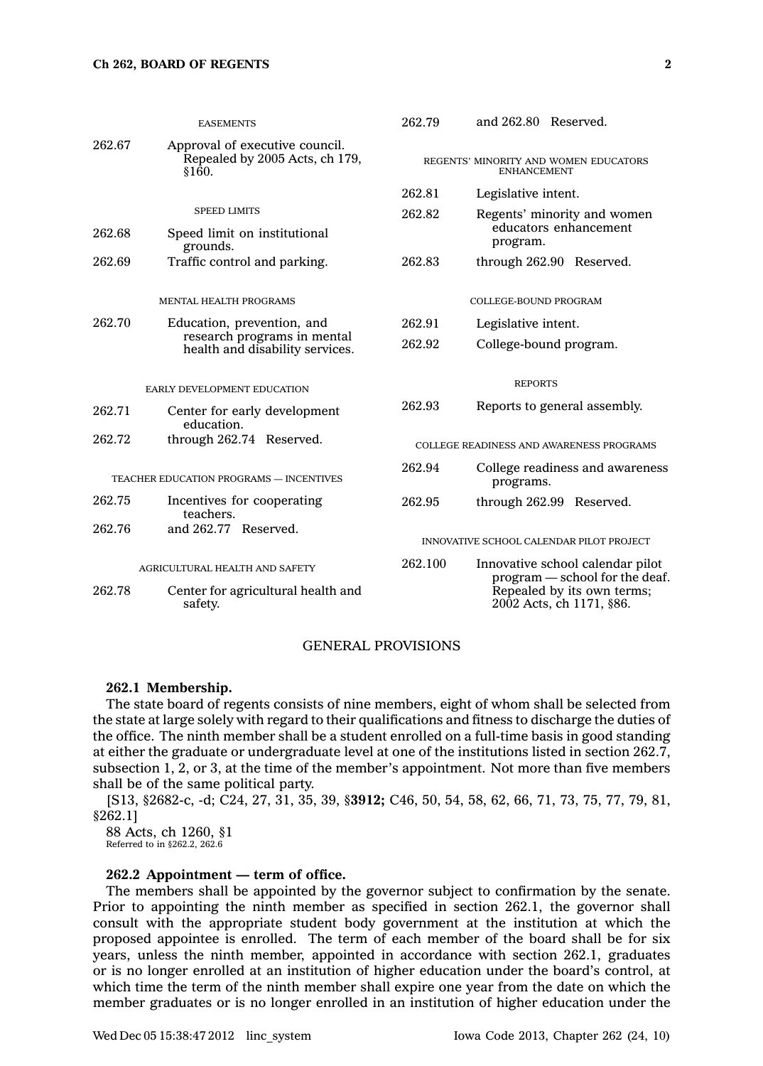EASEMENTS

262.67 Approval of executive council. Repealed by 2005 Acts, ch 179, §160.

SPEED LIMITS

262.68 Speed limit on institutional grounds.

262.69 Traffic control and parking.

MENTAL HEALTH PROGRAMS

262.70 Education, prevention, and research programs in mental health and disability services.

EARLY DEVELOPMENT EDUCATION

262.71 Center for early development education.

262.72 through 262.74 Reserved.

TEACHER EDUCATION PROGRAMS — INCENTIVES

262.75 Incentives for cooperating teachers.

262.76 and 262.77 Reserved.

AGRICULTURAL HEALTH AND SAFETY

262.78 Center for agricultural health and safety.

262.79 and 262.80 Reserved.

REGENTS' MINORITY AND WOMEN EDUCATORS ENHANCEMENT

262.81 Legislative intent.

262.82 Regents' minority and women educators enhancement program.

262.83 through 262.90 Reserved.

COLLEGE-BOUND PROGRAM

262.91 Legislative intent.

262.92 College-bound program.

REPORTS

262.93 Reports to general assembly.

COLLEGE READINESS AND AWARENESS PROGRAMS

262.94 College readiness and awareness programs.

262.95 through 262.99 Reserved.

INNOVATIVE SCHOOL CALENDAR PILOT PROJECT

262.100 Innovative school calendar pilot program — school for the deaf. Repealed by its own terms; 2002 Acts, ch 1171, §86.

## GENERAL PROVISIONS

**262.1 Membership.**

The state board of regents consists of nine members, eight of whom shall be selected from the state at large solely with regard to their qualifications and fitness to discharge the duties of the office. The ninth member shall be a student enrolled on a full-time basis in good standing at either the graduate or undergraduate level at one of the institutions listed in section 262.7, subsection 1, 2, or 3, at the time of the member's appointment. Not more than five members shall be of the same political party.

[S13, §2682-c, -d; C24, 27, 31, 35, 39, §**3912;** C46, 50, 54, 58, 62, 66, 71, 73, 75, 77, 79, 81, §262.1]

88 Acts, ch 1260, §1

Referred to in §262.2, 262.6

**262.2 Appointment — term of office.**

The members shall be appointed by the governor subject to confirmation by the senate. Prior to appointing the ninth member as specified in section 262.1, the governor shall consult with the appropriate student body government at the institution at which the proposed appointee is enrolled. The term of each member of the board shall be for six years, unless the ninth member, appointed in accordance with section 262.1, graduates or is no longer enrolled at an institution of higher education under the board's control, at which time the term of the ninth member shall expire one year from the date on which the member graduates or is no longer enrolled in an institution of higher education under the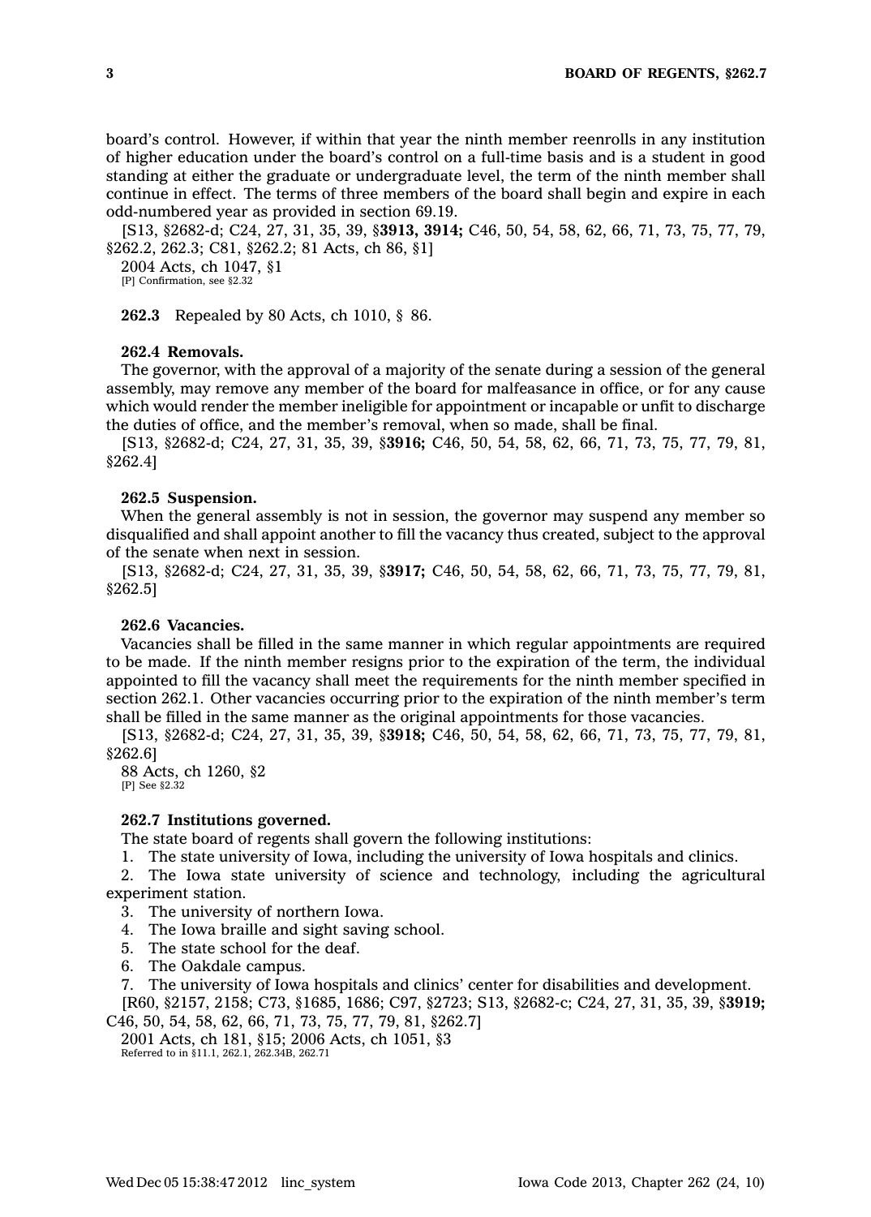board's control. However, if within that year the ninth member reenrolls in any institution of higher education under the board's control on a full-time basis and is a student in good standing at either the graduate or undergraduate level, the term of the ninth member shall continue in effect. The terms of three members of the board shall begin and expire in each odd-numbered year as provided in section 69.19.

[S13, §2682-d; C24, 27, 31, 35, 39, §**3913, 3914;** C46, 50, 54, 58, 62, 66, 71, 73, 75, 77, 79, §262.2, 262.3; C81, §262.2; 81 Acts, ch 86, §1]

2004 Acts, ch 1047, §1

[P] Confirmation, see §2.32

**262.3** Repealed by 80 Acts, ch 1010, § 86.

**262.4 Removals.**

The governor, with the approval of a majority of the senate during a session of the general assembly, may remove any member of the board for malfeasance in office, or for any cause which would render the member ineligible for appointment or incapable or unfit to discharge the duties of office, and the member's removal, when so made, shall be final.

[S13, §2682-d; C24, 27, 31, 35, 39, §**3916;** C46, 50, 54, 58, 62, 66, 71, 73, 75, 77, 79, 81, §262.4]

**262.5 Suspension.**

When the general assembly is not in session, the governor may suspend any member so disqualified and shall appoint another to fill the vacancy thus created, subject to the approval of the senate when next in session.

[S13, §2682-d; C24, 27, 31, 35, 39, §**3917;** C46, 50, 54, 58, 62, 66, 71, 73, 75, 77, 79, 81, §262.5]

**262.6 Vacancies.**

Vacancies shall be filled in the same manner in which regular appointments are required to be made. If the ninth member resigns prior to the expiration of the term, the individual appointed to fill the vacancy shall meet the requirements for the ninth member specified in section 262.1. Other vacancies occurring prior to the expiration of the ninth member's term shall be filled in the same manner as the original appointments for those vacancies.

[S13, §2682-d; C24, 27, 31, 35, 39, §**3918;** C46, 50, 54, 58, 62, 66, 71, 73, 75, 77, 79, 81, §262.6]

88 Acts, ch 1260, §2

[P] See §2.32

**262.7 Institutions governed.**

The state board of regents shall govern the following institutions:

1. The state university of Iowa, including the university of Iowa hospitals and clinics.
2. The Iowa state university of science and technology, including the agricultural experiment station.
3. The university of northern Iowa.
4. The Iowa braille and sight saving school.
5. The state school for the deaf.
6. The Oakdale campus.
7. The university of Iowa hospitals and clinics' center for disabilities and development.

[R60, §2157, 2158; C73, §1685, 1686; C97, §2723; S13, §2682-c; C24, 27, 31, 35, 39, §**3919;** C46, 50, 54, 58, 62, 66, 71, 73, 75, 77, 79, 81, §262.7]

2001 Acts, ch 181, §15; 2006 Acts, ch 1051, §3

Referred to in §11.1, 262.1, 262.34B, 262.71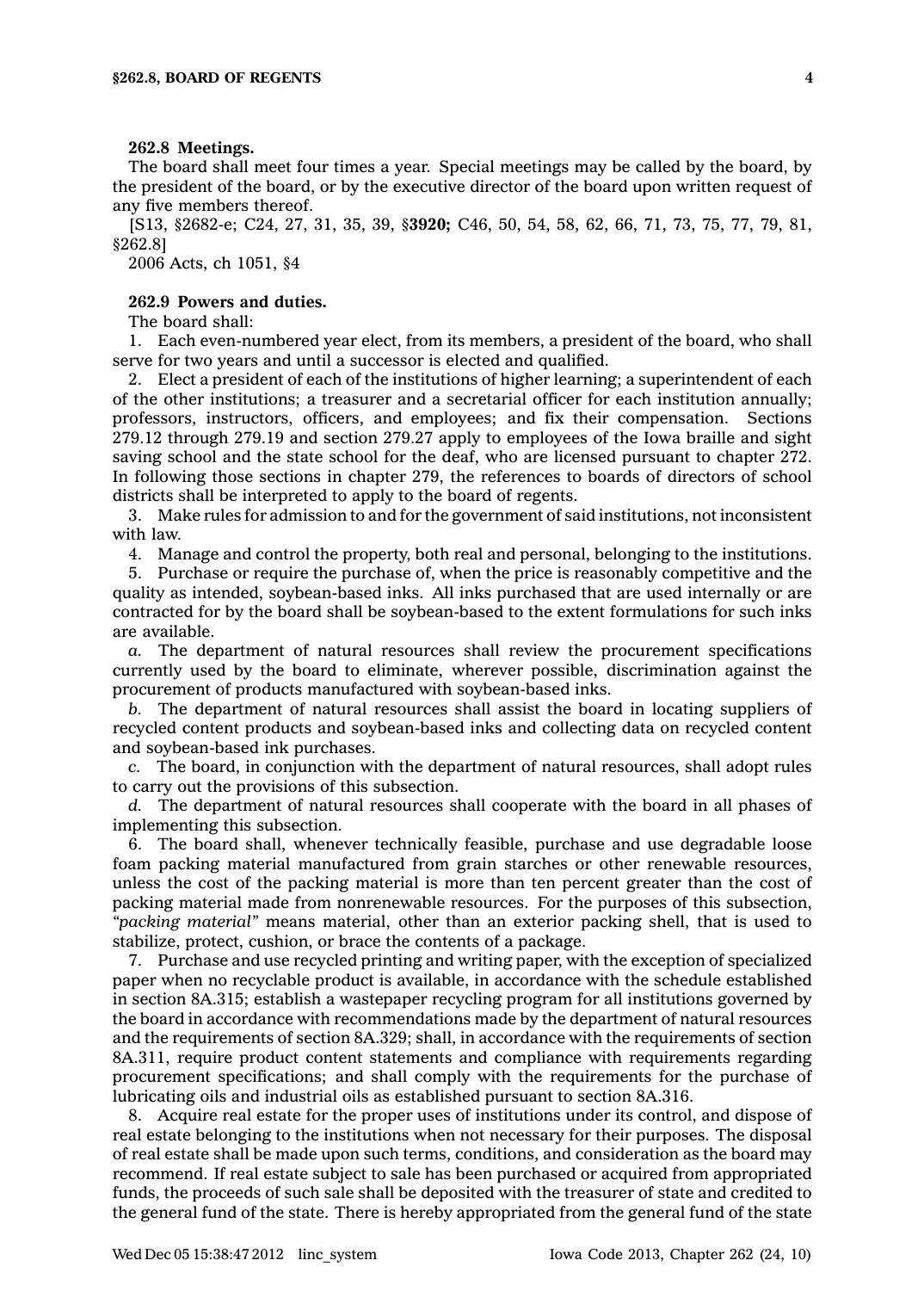**262.8 Meetings.**

The board shall meet four times a year. Special meetings may be called by the board, by the president of the board, or by the executive director of the board upon written request of any five members thereof.

[S13, §2682-e; C24, 27, 31, 35, 39, §**3920;** C46, 50, 54, 58, 62, 66, 71, 73, 75, 77, 79, 81, §262.8]

2006 Acts, ch 1051, §4

**262.9 Powers and duties.**

The board shall:

1. Each even-numbered year elect, from its members, a president of the board, who shall serve for two years and until a successor is elected and qualified.

2. Elect a president of each of the institutions of higher learning; a superintendent of each of the other institutions; a treasurer and a secretarial officer for each institution annually; professors, instructors, officers, and employees; and fix their compensation. Sections 279.12 through 279.19 and section 279.27 apply to employees of the Iowa braille and sight saving school and the state school for the deaf, who are licensed pursuant to chapter 272. In following those sections in chapter 279, the references to boards of directors of school districts shall be interpreted to apply to the board of regents.

3. Make rules for admission to and for the government of said institutions, not inconsistent with law.

4. Manage and control the property, both real and personal, belonging to the institutions.

5. Purchase or require the purchase of, when the price is reasonably competitive and the quality as intended, soybean-based inks. All inks purchased that are used internally or are contracted for by the board shall be soybean-based to the extent formulations for such inks are available.

*a.* The department of natural resources shall review the procurement specifications currently used by the board to eliminate, wherever possible, discrimination against the procurement of products manufactured with soybean-based inks.

*b.* The department of natural resources shall assist the board in locating suppliers of recycled content products and soybean-based inks and collecting data on recycled content and soybean-based ink purchases.

*c.* The board, in conjunction with the department of natural resources, shall adopt rules to carry out the provisions of this subsection.

*d.* The department of natural resources shall cooperate with the board in all phases of implementing this subsection.

6. The board shall, whenever technically feasible, purchase and use degradable loose foam packing material manufactured from grain starches or other renewable resources, unless the cost of the packing material is more than ten percent greater than the cost of packing material made from nonrenewable resources. For the purposes of this subsection, *"packing material"* means material, other than an exterior packing shell, that is used to stabilize, protect, cushion, or brace the contents of a package.

7. Purchase and use recycled printing and writing paper, with the exception of specialized paper when no recyclable product is available, in accordance with the schedule established in section 8A.315; establish a wastepaper recycling program for all institutions governed by the board in accordance with recommendations made by the department of natural resources and the requirements of section 8A.329; shall, in accordance with the requirements of section 8A.311, require product content statements and compliance with requirements regarding procurement specifications; and shall comply with the requirements for the purchase of lubricating oils and industrial oils as established pursuant to section 8A.316.

8. Acquire real estate for the proper uses of institutions under its control, and dispose of real estate belonging to the institutions when not necessary for their purposes. The disposal of real estate shall be made upon such terms, conditions, and consideration as the board may recommend. If real estate subject to sale has been purchased or acquired from appropriated funds, the proceeds of such sale shall be deposited with the treasurer of state and credited to the general fund of the state. There is hereby appropriated from the general fund of the state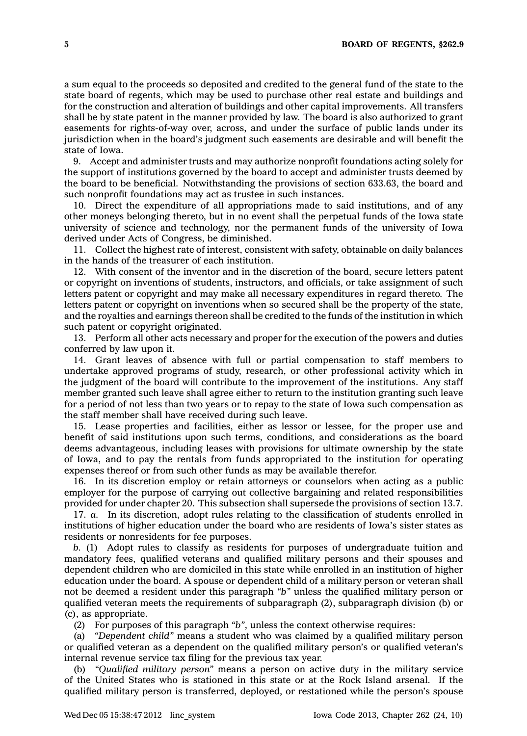a sum equal to the proceeds so deposited and credited to the general fund of the state to the state board of regents, which may be used to purchase other real estate and buildings and for the construction and alteration of buildings and other capital improvements. All transfers shall be by state patent in the manner provided by law. The board is also authorized to grant easements for rights-of-way over, across, and under the surface of public lands under its jurisdiction when in the board's judgment such easements are desirable and will benefit the state of Iowa.

9. Accept and administer trusts and may authorize nonprofit foundations acting solely for the support of institutions governed by the board to accept and administer trusts deemed by the board to be beneficial. Notwithstanding the provisions of section 633.63, the board and such nonprofit foundations may act as trustee in such instances.

10. Direct the expenditure of all appropriations made to said institutions, and of any other moneys belonging thereto, but in no event shall the perpetual funds of the Iowa state university of science and technology, nor the permanent funds of the university of Iowa derived under Acts of Congress, be diminished.

11. Collect the highest rate of interest, consistent with safety, obtainable on daily balances in the hands of the treasurer of each institution.

12. With consent of the inventor and in the discretion of the board, secure letters patent or copyright on inventions of students, instructors, and officials, or take assignment of such letters patent or copyright and may make all necessary expenditures in regard thereto. The letters patent or copyright on inventions when so secured shall be the property of the state, and the royalties and earnings thereon shall be credited to the funds of the institution in which such patent or copyright originated.

13. Perform all other acts necessary and proper for the execution of the powers and duties conferred by law upon it.

14. Grant leaves of absence with full or partial compensation to staff members to undertake approved programs of study, research, or other professional activity which in the judgment of the board will contribute to the improvement of the institutions. Any staff member granted such leave shall agree either to return to the institution granting such leave for a period of not less than two years or to repay to the state of Iowa such compensation as the staff member shall have received during such leave.

15. Lease properties and facilities, either as lessor or lessee, for the proper use and benefit of said institutions upon such terms, conditions, and considerations as the board deems advantageous, including leases with provisions for ultimate ownership by the state of Iowa, and to pay the rentals from funds appropriated to the institution for operating expenses thereof or from such other funds as may be available therefor.

16. In its discretion employ or retain attorneys or counselors when acting as a public employer for the purpose of carrying out collective bargaining and related responsibilities provided for under chapter 20. This subsection shall supersede the provisions of section 13.7.

17. *a.* In its discretion, adopt rules relating to the classification of students enrolled in institutions of higher education under the board who are residents of Iowa's sister states as residents or nonresidents for fee purposes.

*b.* (1) Adopt rules to classify as residents for purposes of undergraduate tuition and mandatory fees, qualified veterans and qualified military persons and their spouses and dependent children who are domiciled in this state while enrolled in an institution of higher education under the board. A spouse or dependent child of a military person or veteran shall not be deemed a resident under this paragraph *"b"* unless the qualified military person or qualified veteran meets the requirements of subparagraph (2), subparagraph division (b) or (c), as appropriate.

(2) For purposes of this paragraph *"b"*, unless the context otherwise requires:

(a) *"Dependent child"* means a student who was claimed by a qualified military person or qualified veteran as a dependent on the qualified military person's or qualified veteran's internal revenue service tax filing for the previous tax year.

(b) *"Qualified military person"* means a person on active duty in the military service of the United States who is stationed in this state or at the Rock Island arsenal. If the qualified military person is transferred, deployed, or restationed while the person's spouse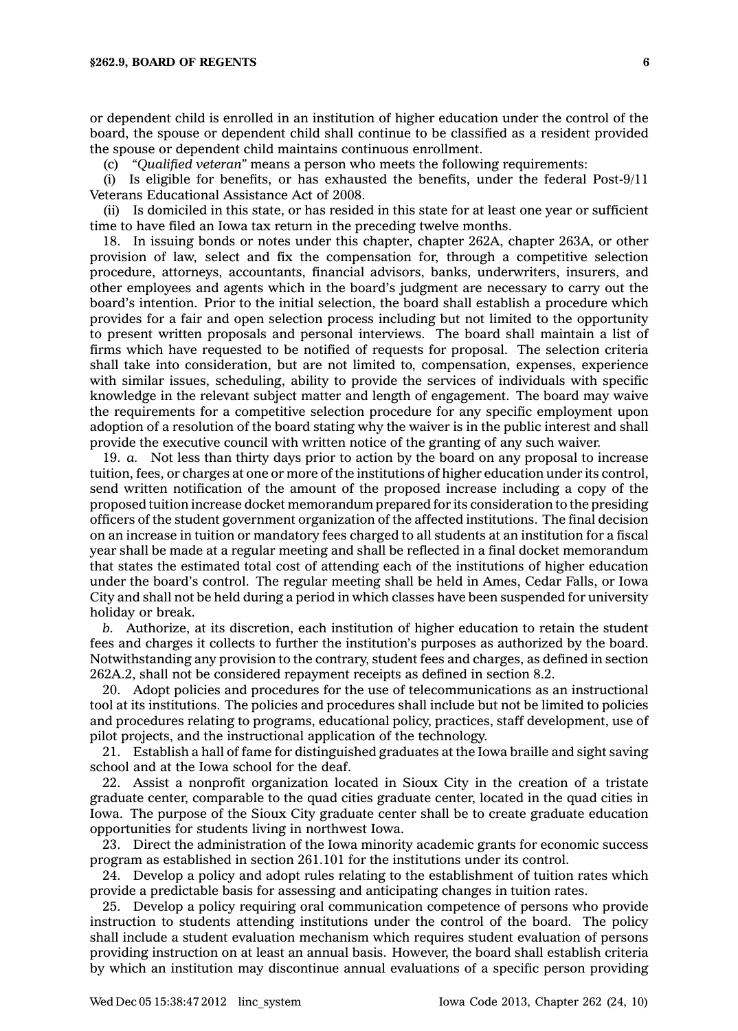or dependent child is enrolled in an institution of higher education under the control of the board, the spouse or dependent child shall continue to be classified as a resident provided the spouse or dependent child maintains continuous enrollment.

(c) *"Qualified veteran"* means a person who meets the following requirements:

(i) Is eligible for benefits, or has exhausted the benefits, under the federal Post-9/11 Veterans Educational Assistance Act of 2008.

(ii) Is domiciled in this state, or has resided in this state for at least one year or sufficient time to have filed an Iowa tax return in the preceding twelve months.

18. In issuing bonds or notes under this chapter, chapter 262A, chapter 263A, or other provision of law, select and fix the compensation for, through a competitive selection procedure, attorneys, accountants, financial advisors, banks, underwriters, insurers, and other employees and agents which in the board's judgment are necessary to carry out the board's intention. Prior to the initial selection, the board shall establish a procedure which provides for a fair and open selection process including but not limited to the opportunity to present written proposals and personal interviews. The board shall maintain a list of firms which have requested to be notified of requests for proposal. The selection criteria shall take into consideration, but are not limited to, compensation, expenses, experience with similar issues, scheduling, ability to provide the services of individuals with specific knowledge in the relevant subject matter and length of engagement. The board may waive the requirements for a competitive selection procedure for any specific employment upon adoption of a resolution of the board stating why the waiver is in the public interest and shall provide the executive council with written notice of the granting of any such waiver.

19. *a.* Not less than thirty days prior to action by the board on any proposal to increase tuition, fees, or charges at one or more of the institutions of higher education under its control, send written notification of the amount of the proposed increase including a copy of the proposed tuition increase docket memorandum prepared for its consideration to the presiding officers of the student government organization of the affected institutions. The final decision on an increase in tuition or mandatory fees charged to all students at an institution for a fiscal year shall be made at a regular meeting and shall be reflected in a final docket memorandum that states the estimated total cost of attending each of the institutions of higher education under the board's control. The regular meeting shall be held in Ames, Cedar Falls, or Iowa City and shall not be held during a period in which classes have been suspended for university holiday or break.

*b.* Authorize, at its discretion, each institution of higher education to retain the student fees and charges it collects to further the institution's purposes as authorized by the board. Notwithstanding any provision to the contrary, student fees and charges, as defined in section 262A.2, shall not be considered repayment receipts as defined in section 8.2.

20. Adopt policies and procedures for the use of telecommunications as an instructional tool at its institutions. The policies and procedures shall include but not be limited to policies and procedures relating to programs, educational policy, practices, staff development, use of pilot projects, and the instructional application of the technology.

21. Establish a hall of fame for distinguished graduates at the Iowa braille and sight saving school and at the Iowa school for the deaf.

22. Assist a nonprofit organization located in Sioux City in the creation of a tristate graduate center, comparable to the quad cities graduate center, located in the quad cities in Iowa. The purpose of the Sioux City graduate center shall be to create graduate education opportunities for students living in northwest Iowa.

23. Direct the administration of the Iowa minority academic grants for economic success program as established in section 261.101 for the institutions under its control.

24. Develop a policy and adopt rules relating to the establishment of tuition rates which provide a predictable basis for assessing and anticipating changes in tuition rates.

25. Develop a policy requiring oral communication competence of persons who provide instruction to students attending institutions under the control of the board. The policy shall include a student evaluation mechanism which requires student evaluation of persons providing instruction on at least an annual basis. However, the board shall establish criteria by which an institution may discontinue annual evaluations of a specific person providing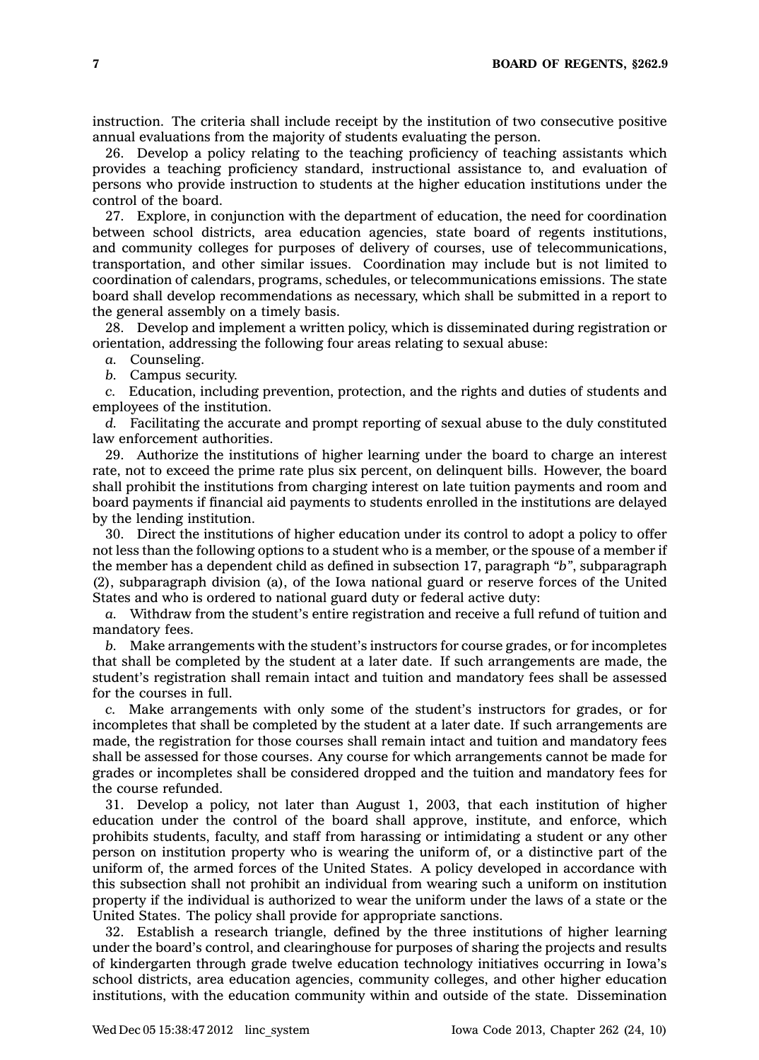instruction. The criteria shall include receipt by the institution of two consecutive positive annual evaluations from the majority of students evaluating the person.

26. Develop a policy relating to the teaching proficiency of teaching assistants which provides a teaching proficiency standard, instructional assistance to, and evaluation of persons who provide instruction to students at the higher education institutions under the control of the board.

27. Explore, in conjunction with the department of education, the need for coordination between school districts, area education agencies, state board of regents institutions, and community colleges for purposes of delivery of courses, use of telecommunications, transportation, and other similar issues. Coordination may include but is not limited to coordination of calendars, programs, schedules, or telecommunications emissions. The state board shall develop recommendations as necessary, which shall be submitted in a report to the general assembly on a timely basis.

28. Develop and implement a written policy, which is disseminated during registration or orientation, addressing the following four areas relating to sexual abuse:

*a.* Counseling.

*b.* Campus security.

*c.* Education, including prevention, protection, and the rights and duties of students and employees of the institution.

*d.* Facilitating the accurate and prompt reporting of sexual abuse to the duly constituted law enforcement authorities.

29. Authorize the institutions of higher learning under the board to charge an interest rate, not to exceed the prime rate plus six percent, on delinquent bills. However, the board shall prohibit the institutions from charging interest on late tuition payments and room and board payments if financial aid payments to students enrolled in the institutions are delayed by the lending institution.

30. Direct the institutions of higher education under its control to adopt a policy to offer not less than the following options to a student who is a member, or the spouse of a member if the member has a dependent child as defined in subsection 17, paragraph *"b"*, subparagraph (2), subparagraph division (a), of the Iowa national guard or reserve forces of the United States and who is ordered to national guard duty or federal active duty:

*a.* Withdraw from the student's entire registration and receive a full refund of tuition and mandatory fees.

*b.* Make arrangements with the student's instructors for course grades, or for incompletes that shall be completed by the student at a later date. If such arrangements are made, the student's registration shall remain intact and tuition and mandatory fees shall be assessed for the courses in full.

*c.* Make arrangements with only some of the student's instructors for grades, or for incompletes that shall be completed by the student at a later date. If such arrangements are made, the registration for those courses shall remain intact and tuition and mandatory fees shall be assessed for those courses. Any course for which arrangements cannot be made for grades or incompletes shall be considered dropped and the tuition and mandatory fees for the course refunded.

31. Develop a policy, not later than August 1, 2003, that each institution of higher education under the control of the board shall approve, institute, and enforce, which prohibits students, faculty, and staff from harassing or intimidating a student or any other person on institution property who is wearing the uniform of, or a distinctive part of the uniform of, the armed forces of the United States. A policy developed in accordance with this subsection shall not prohibit an individual from wearing such a uniform on institution property if the individual is authorized to wear the uniform under the laws of a state or the United States. The policy shall provide for appropriate sanctions.

32. Establish a research triangle, defined by the three institutions of higher learning under the board's control, and clearinghouse for purposes of sharing the projects and results of kindergarten through grade twelve education technology initiatives occurring in Iowa's school districts, area education agencies, community colleges, and other higher education institutions, with the education community within and outside of the state. Dissemination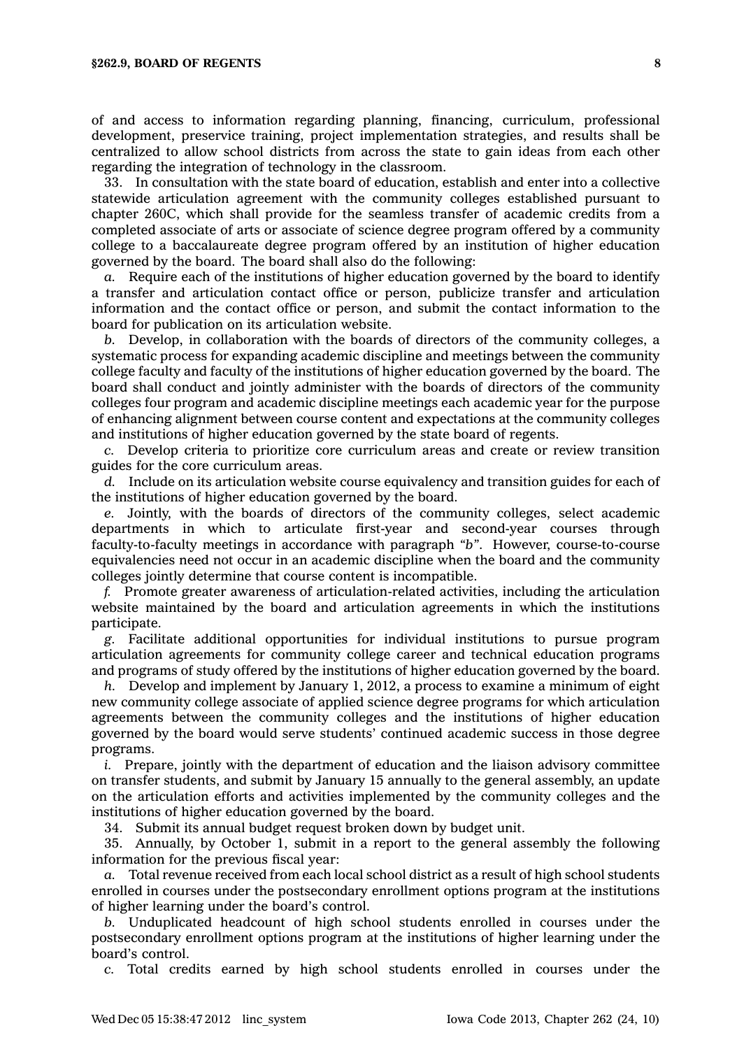of and access to information regarding planning, financing, curriculum, professional development, preservice training, project implementation strategies, and results shall be centralized to allow school districts from across the state to gain ideas from each other regarding the integration of technology in the classroom.

33. In consultation with the state board of education, establish and enter into a collective statewide articulation agreement with the community colleges established pursuant to chapter 260C, which shall provide for the seamless transfer of academic credits from a completed associate of arts or associate of science degree program offered by a community college to a baccalaureate degree program offered by an institution of higher education governed by the board. The board shall also do the following:

*a.* Require each of the institutions of higher education governed by the board to identify a transfer and articulation contact office or person, publicize transfer and articulation information and the contact office or person, and submit the contact information to the board for publication on its articulation website.

*b.* Develop, in collaboration with the boards of directors of the community colleges, a systematic process for expanding academic discipline and meetings between the community college faculty and faculty of the institutions of higher education governed by the board. The board shall conduct and jointly administer with the boards of directors of the community colleges four program and academic discipline meetings each academic year for the purpose of enhancing alignment between course content and expectations at the community colleges and institutions of higher education governed by the state board of regents.

*c.* Develop criteria to prioritize core curriculum areas and create or review transition guides for the core curriculum areas.

*d.* Include on its articulation website course equivalency and transition guides for each of the institutions of higher education governed by the board.

*e.* Jointly, with the boards of directors of the community colleges, select academic departments in which to articulate first-year and second-year courses through faculty-to-faculty meetings in accordance with paragraph *"b"*. However, course-to-course equivalencies need not occur in an academic discipline when the board and the community colleges jointly determine that course content is incompatible.

*f.* Promote greater awareness of articulation-related activities, including the articulation website maintained by the board and articulation agreements in which the institutions participate.

*g.* Facilitate additional opportunities for individual institutions to pursue program articulation agreements for community college career and technical education programs and programs of study offered by the institutions of higher education governed by the board.

*h.* Develop and implement by January 1, 2012, a process to examine a minimum of eight new community college associate of applied science degree programs for which articulation agreements between the community colleges and the institutions of higher education governed by the board would serve students' continued academic success in those degree programs.

*i.* Prepare, jointly with the department of education and the liaison advisory committee on transfer students, and submit by January 15 annually to the general assembly, an update on the articulation efforts and activities implemented by the community colleges and the institutions of higher education governed by the board.

34. Submit its annual budget request broken down by budget unit.

35. Annually, by October 1, submit in a report to the general assembly the following information for the previous fiscal year:

*a.* Total revenue received from each local school district as a result of high school students enrolled in courses under the postsecondary enrollment options program at the institutions of higher learning under the board's control.

*b.* Unduplicated headcount of high school students enrolled in courses under the postsecondary enrollment options program at the institutions of higher learning under the board's control.

*c.* Total credits earned by high school students enrolled in courses under the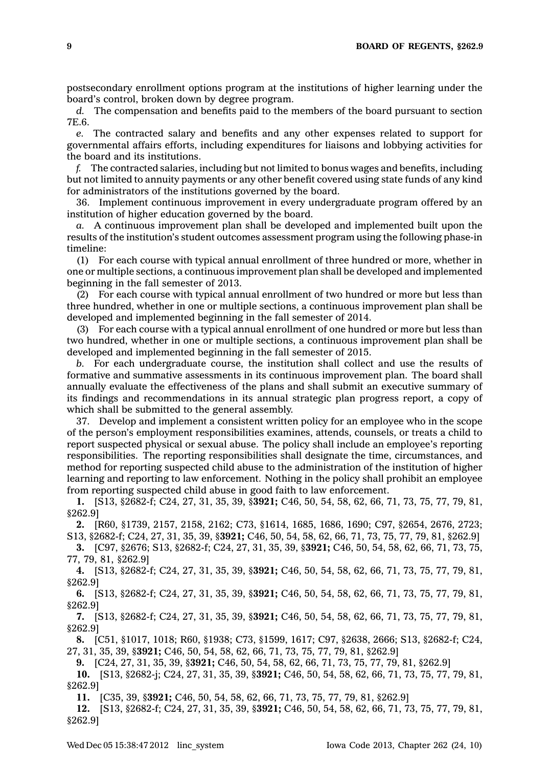postsecondary enrollment options program at the institutions of higher learning under the board's control, broken down by degree program.

*d.* The compensation and benefits paid to the members of the board pursuant to section 7E.6.

*e.* The contracted salary and benefits and any other expenses related to support for governmental affairs efforts, including expenditures for liaisons and lobbying activities for the board and its institutions.

*f.* The contracted salaries, including but not limited to bonus wages and benefits, including but not limited to annuity payments or any other benefit covered using state funds of any kind for administrators of the institutions governed by the board.

36. Implement continuous improvement in every undergraduate program offered by an institution of higher education governed by the board.

*a.* A continuous improvement plan shall be developed and implemented built upon the results of the institution's student outcomes assessment program using the following phase-in timeline:

(1) For each course with typical annual enrollment of three hundred or more, whether in one or multiple sections, a continuous improvement plan shall be developed and implemented beginning in the fall semester of 2013.

(2) For each course with typical annual enrollment of two hundred or more but less than three hundred, whether in one or multiple sections, a continuous improvement plan shall be developed and implemented beginning in the fall semester of 2014.

(3) For each course with a typical annual enrollment of one hundred or more but less than two hundred, whether in one or multiple sections, a continuous improvement plan shall be developed and implemented beginning in the fall semester of 2015.

*b.* For each undergraduate course, the institution shall collect and use the results of formative and summative assessments in its continuous improvement plan. The board shall annually evaluate the effectiveness of the plans and shall submit an executive summary of its findings and recommendations in its annual strategic plan progress report, a copy of which shall be submitted to the general assembly.

37. Develop and implement a consistent written policy for an employee who in the scope of the person's employment responsibilities examines, attends, counsels, or treats a child to report suspected physical or sexual abuse. The policy shall include an employee's reporting responsibilities. The reporting responsibilities shall designate the time, circumstances, and method for reporting suspected child abuse to the administration of the institution of higher learning and reporting to law enforcement. Nothing in the policy shall prohibit an employee from reporting suspected child abuse in good faith to law enforcement.

**1.** [S13, §2682-f; C24, 27, 31, 35, 39, §**3921;** C46, 50, 54, 58, 62, 66, 71, 73, 75, 77, 79, 81, §262.9]

**2.** [R60, §1739, 2157, 2158, 2162; C73, §1614, 1685, 1686, 1690; C97, §2654, 2676, 2723; S13, §2682-f; C24, 27, 31, 35, 39, §**3921;** C46, 50, 54, 58, 62, 66, 71, 73, 75, 77, 79, 81, §262.9]

**3.** [C97, §2676; S13, §2682-f; C24, 27, 31, 35, 39, §**3921;** C46, 50, 54, 58, 62, 66, 71, 73, 75, 77, 79, 81, §262.9]

**4.** [S13, §2682-f; C24, 27, 31, 35, 39, §**3921;** C46, 50, 54, 58, 62, 66, 71, 73, 75, 77, 79, 81, §262.9]

**6.** [S13, §2682-f; C24, 27, 31, 35, 39, §**3921;** C46, 50, 54, 58, 62, 66, 71, 73, 75, 77, 79, 81, §262.9]

**7.** [S13, §2682-f; C24, 27, 31, 35, 39, §**3921;** C46, 50, 54, 58, 62, 66, 71, 73, 75, 77, 79, 81, §262.9]

**8.** [C51, §1017, 1018; R60, §1938; C73, §1599, 1617; C97, §2638, 2666; S13, §2682-f; C24, 27, 31, 35, 39, §**3921;** C46, 50, 54, 58, 62, 66, 71, 73, 75, 77, 79, 81, §262.9]

**9.** [C24, 27, 31, 35, 39, §**3921;** C46, 50, 54, 58, 62, 66, 71, 73, 75, 77, 79, 81, §262.9]

**10.** [S13, §2682-j; C24, 27, 31, 35, 39, §**3921;** C46, 50, 54, 58, 62, 66, 71, 73, 75, 77, 79, 81, §262.9]

**11.** [C35, 39, §**3921;** C46, 50, 54, 58, 62, 66, 71, 73, 75, 77, 79, 81, §262.9]

**12.** [S13, §2682-f; C24, 27, 31, 35, 39, §**3921;** C46, 50, 54, 58, 62, 66, 71, 73, 75, 77, 79, 81, §262.9]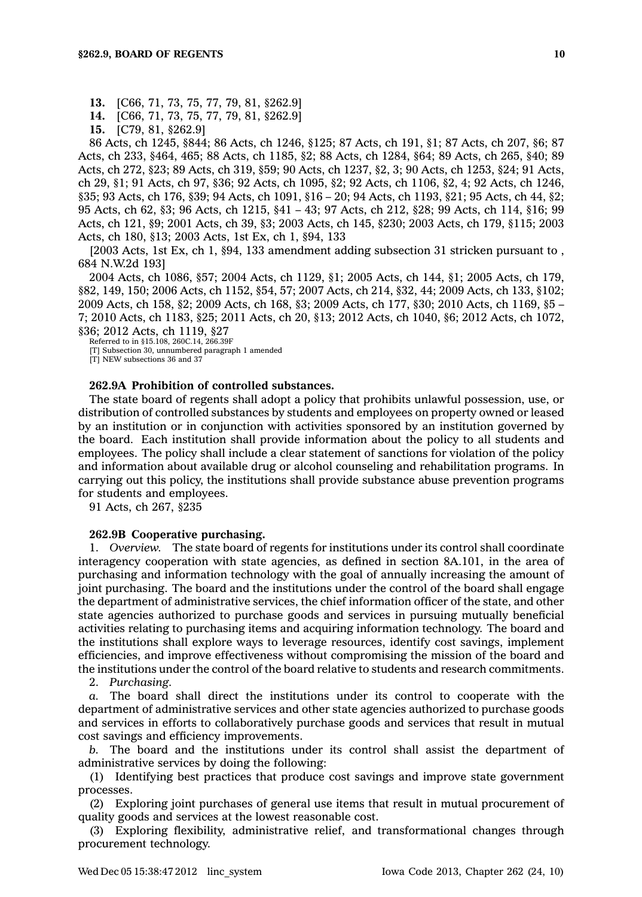**13.** [C66, 71, 73, 75, 77, 79, 81, §262.9]

**14.** [C66, 71, 73, 75, 77, 79, 81, §262.9]

**15.** [C79, 81, §262.9]

86 Acts, ch 1245, §844; 86 Acts, ch 1246, §125; 87 Acts, ch 191, §1; 87 Acts, ch 207, §6; 87 Acts, ch 233, §464, 465; 88 Acts, ch 1185, §2; 88 Acts, ch 1284, §64; 89 Acts, ch 265, §40; 89 Acts, ch 272, §23; 89 Acts, ch 319, §59; 90 Acts, ch 1237, §2, 3; 90 Acts, ch 1253, §24; 91 Acts, ch 29, §1; 91 Acts, ch 97, §36; 92 Acts, ch 1095, §2; 92 Acts, ch 1106, §2, 4; 92 Acts, ch 1246, §35; 93 Acts, ch 176, §39; 94 Acts, ch 1091, §16 – 20; 94 Acts, ch 1193, §21; 95 Acts, ch 44, §2; 95 Acts, ch 62, §3; 96 Acts, ch 1215, §41 – 43; 97 Acts, ch 212, §28; 99 Acts, ch 114, §16; 99 Acts, ch 121, §9; 2001 Acts, ch 39, §3; 2003 Acts, ch 145, §230; 2003 Acts, ch 179, §115; 2003 Acts, ch 180, §13; 2003 Acts, 1st Ex, ch 1, §94, 133

[2003 Acts, 1st Ex, ch 1, §94, 133 amendment adding subsection 31 stricken pursuant to , 684 N.W.2d 193]

2004 Acts, ch 1086, §57; 2004 Acts, ch 1129, §1; 2005 Acts, ch 144, §1; 2005 Acts, ch 179, §82, 149, 150; 2006 Acts, ch 1152, §54, 57; 2007 Acts, ch 214, §32, 44; 2009 Acts, ch 133, §102; 2009 Acts, ch 158, §2; 2009 Acts, ch 168, §3; 2009 Acts, ch 177, §30; 2010 Acts, ch 1169, §5 – 7; 2010 Acts, ch 1183, §25; 2011 Acts, ch 20, §13; 2012 Acts, ch 1040, §6; 2012 Acts, ch 1072, §36; 2012 Acts, ch 1119, §27

Referred to in §15.108, 260C.14, 266.39F

[T] Subsection 30, unnumbered paragraph 1 amended

[T] NEW subsections 36 and 37

**262.9A Prohibition of controlled substances.**

The state board of regents shall adopt a policy that prohibits unlawful possession, use, or distribution of controlled substances by students and employees on property owned or leased by an institution or in conjunction with activities sponsored by an institution governed by the board. Each institution shall provide information about the policy to all students and employees. The policy shall include a clear statement of sanctions for violation of the policy and information about available drug or alcohol counseling and rehabilitation programs. In carrying out this policy, the institutions shall provide substance abuse prevention programs for students and employees.

91 Acts, ch 267, §235

**262.9B Cooperative purchasing.**

1. *Overview.* The state board of regents for institutions under its control shall coordinate interagency cooperation with state agencies, as defined in section 8A.101, in the area of purchasing and information technology with the goal of annually increasing the amount of joint purchasing. The board and the institutions under the control of the board shall engage the department of administrative services, the chief information officer of the state, and other state agencies authorized to purchase goods and services in pursuing mutually beneficial activities relating to purchasing items and acquiring information technology. The board and the institutions shall explore ways to leverage resources, identify cost savings, implement efficiencies, and improve effectiveness without compromising the mission of the board and the institutions under the control of the board relative to students and research commitments.

2. *Purchasing.*

*a.* The board shall direct the institutions under its control to cooperate with the department of administrative services and other state agencies authorized to purchase goods and services in efforts to collaboratively purchase goods and services that result in mutual cost savings and efficiency improvements.

*b.* The board and the institutions under its control shall assist the department of administrative services by doing the following:

(1) Identifying best practices that produce cost savings and improve state government processes.

(2) Exploring joint purchases of general use items that result in mutual procurement of quality goods and services at the lowest reasonable cost.

(3) Exploring flexibility, administrative relief, and transformational changes through procurement technology.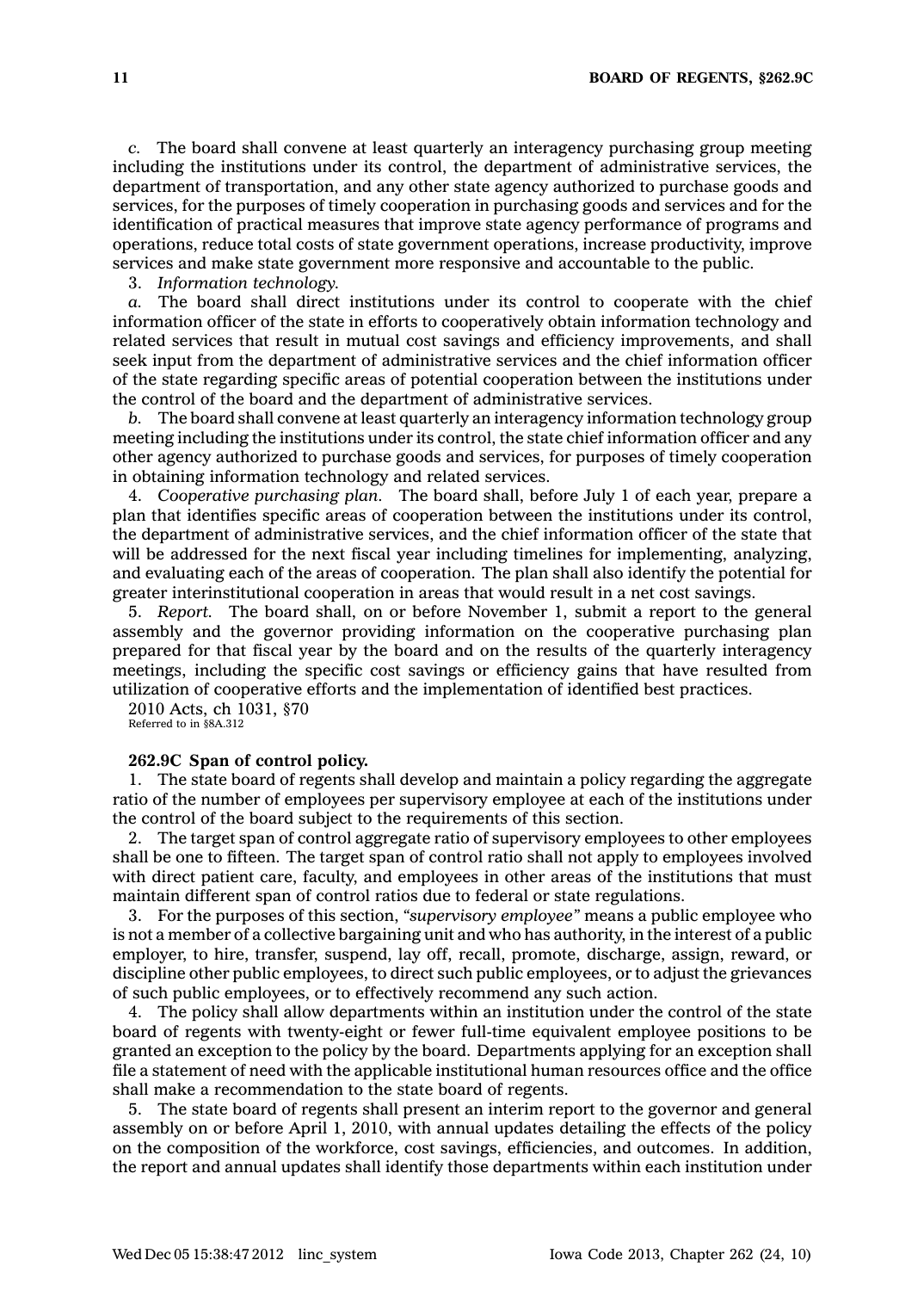*c.* The board shall convene at least quarterly an interagency purchasing group meeting including the institutions under its control, the department of administrative services, the department of transportation, and any other state agency authorized to purchase goods and services, for the purposes of timely cooperation in purchasing goods and services and for the identification of practical measures that improve state agency performance of programs and operations, reduce total costs of state government operations, increase productivity, improve services and make state government more responsive and accountable to the public.

3. *Information technology.*

*a.* The board shall direct institutions under its control to cooperate with the chief information officer of the state in efforts to cooperatively obtain information technology and related services that result in mutual cost savings and efficiency improvements, and shall seek input from the department of administrative services and the chief information officer of the state regarding specific areas of potential cooperation between the institutions under the control of the board and the department of administrative services.

*b.* The board shall convene at least quarterly an interagency information technology group meeting including the institutions under its control, the state chief information officer and any other agency authorized to purchase goods and services, for purposes of timely cooperation in obtaining information technology and related services.

4. *Cooperative purchasing plan.* The board shall, before July 1 of each year, prepare a plan that identifies specific areas of cooperation between the institutions under its control, the department of administrative services, and the chief information officer of the state that will be addressed for the next fiscal year including timelines for implementing, analyzing, and evaluating each of the areas of cooperation. The plan shall also identify the potential for greater interinstitutional cooperation in areas that would result in a net cost savings.

5. *Report.* The board shall, on or before November 1, submit a report to the general assembly and the governor providing information on the cooperative purchasing plan prepared for that fiscal year by the board and on the results of the quarterly interagency meetings, including the specific cost savings or efficiency gains that have resulted from utilization of cooperative efforts and the implementation of identified best practices.

2010 Acts, ch 1031, §70
Referred to in §8A.312

**262.9C Span of control policy.**

1. The state board of regents shall develop and maintain a policy regarding the aggregate ratio of the number of employees per supervisory employee at each of the institutions under the control of the board subject to the requirements of this section.

2. The target span of control aggregate ratio of supervisory employees to other employees shall be one to fifteen. The target span of control ratio shall not apply to employees involved with direct patient care, faculty, and employees in other areas of the institutions that must maintain different span of control ratios due to federal or state regulations.

3. For the purposes of this section, *"supervisory employee"* means a public employee who is not a member of a collective bargaining unit and who has authority, in the interest of a public employer, to hire, transfer, suspend, lay off, recall, promote, discharge, assign, reward, or discipline other public employees, to direct such public employees, or to adjust the grievances of such public employees, or to effectively recommend any such action.

4. The policy shall allow departments within an institution under the control of the state board of regents with twenty-eight or fewer full-time equivalent employee positions to be granted an exception to the policy by the board. Departments applying for an exception shall file a statement of need with the applicable institutional human resources office and the office shall make a recommendation to the state board of regents.

5. The state board of regents shall present an interim report to the governor and general assembly on or before April 1, 2010, with annual updates detailing the effects of the policy on the composition of the workforce, cost savings, efficiencies, and outcomes. In addition, the report and annual updates shall identify those departments within each institution under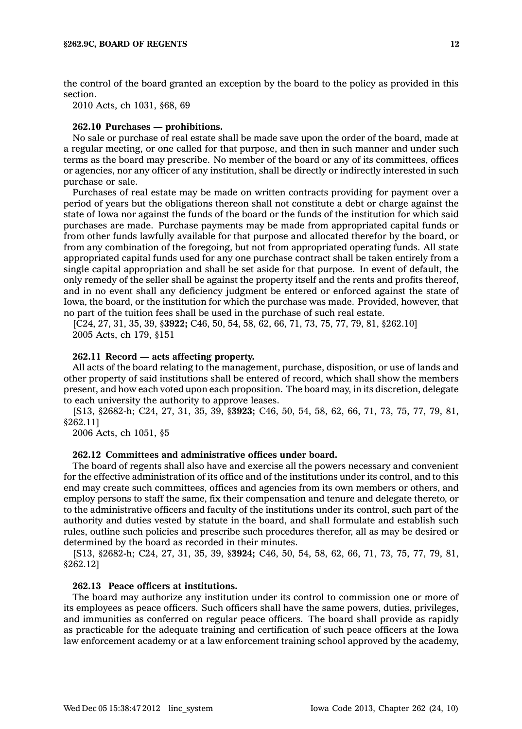the control of the board granted an exception by the board to the policy as provided in this section.

2010 Acts, ch 1031, §68, 69

**262.10 Purchases — prohibitions.**

No sale or purchase of real estate shall be made save upon the order of the board, made at a regular meeting, or one called for that purpose, and then in such manner and under such terms as the board may prescribe. No member of the board or any of its committees, offices or agencies, nor any officer of any institution, shall be directly or indirectly interested in such purchase or sale.

Purchases of real estate may be made on written contracts providing for payment over a period of years but the obligations thereon shall not constitute a debt or charge against the state of Iowa nor against the funds of the board or the funds of the institution for which said purchases are made. Purchase payments may be made from appropriated capital funds or from other funds lawfully available for that purpose and allocated therefor by the board, or from any combination of the foregoing, but not from appropriated operating funds. All state appropriated capital funds used for any one purchase contract shall be taken entirely from a single capital appropriation and shall be set aside for that purpose. In event of default, the only remedy of the seller shall be against the property itself and the rents and profits thereof, and in no event shall any deficiency judgment be entered or enforced against the state of Iowa, the board, or the institution for which the purchase was made. Provided, however, that no part of the tuition fees shall be used in the purchase of such real estate.

[C24, 27, 31, 35, 39, §**3922;** C46, 50, 54, 58, 62, 66, 71, 73, 75, 77, 79, 81, §262.10]

2005 Acts, ch 179, §151

**262.11 Record — acts affecting property.**

All acts of the board relating to the management, purchase, disposition, or use of lands and other property of said institutions shall be entered of record, which shall show the members present, and how each voted upon each proposition. The board may, in its discretion, delegate to each university the authority to approve leases.

[S13, §2682-h; C24, 27, 31, 35, 39, §**3923;** C46, 50, 54, 58, 62, 66, 71, 73, 75, 77, 79, 81, §262.11]

2006 Acts, ch 1051, §5

**262.12 Committees and administrative offices under board.**

The board of regents shall also have and exercise all the powers necessary and convenient for the effective administration of its office and of the institutions under its control, and to this end may create such committees, offices and agencies from its own members or others, and employ persons to staff the same, fix their compensation and tenure and delegate thereto, or to the administrative officers and faculty of the institutions under its control, such part of the authority and duties vested by statute in the board, and shall formulate and establish such rules, outline such policies and prescribe such procedures therefor, all as may be desired or determined by the board as recorded in their minutes.

[S13, §2682-h; C24, 27, 31, 35, 39, §**3924;** C46, 50, 54, 58, 62, 66, 71, 73, 75, 77, 79, 81, §262.12]

**262.13 Peace officers at institutions.**

The board may authorize any institution under its control to commission one or more of its employees as peace officers. Such officers shall have the same powers, duties, privileges, and immunities as conferred on regular peace officers. The board shall provide as rapidly as practicable for the adequate training and certification of such peace officers at the Iowa law enforcement academy or at a law enforcement training school approved by the academy,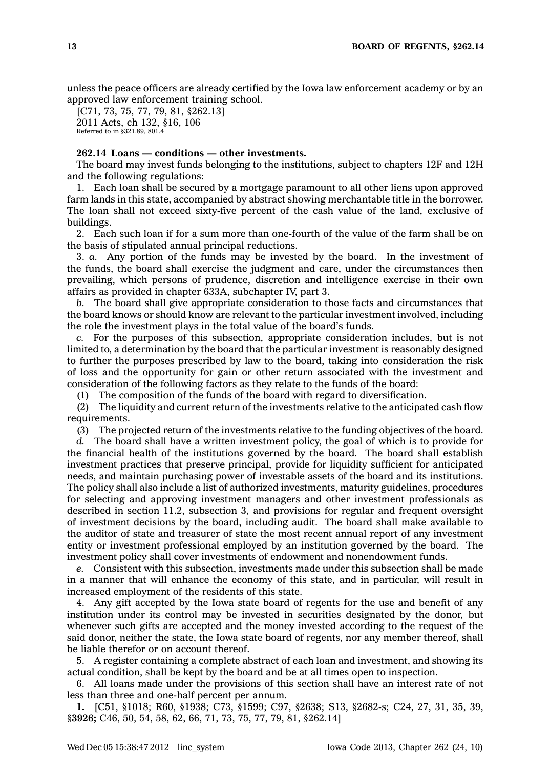unless the peace officers are already certified by the Iowa law enforcement academy or by an approved law enforcement training school.

[C71, 73, 75, 77, 79, 81, §262.13]

2011 Acts, ch 132, §16, 106

Referred to in §321.89, 801.4

**262.14 Loans — conditions — other investments.**

The board may invest funds belonging to the institutions, subject to chapters 12F and 12H and the following regulations:

1. Each loan shall be secured by a mortgage paramount to all other liens upon approved farm lands in this state, accompanied by abstract showing merchantable title in the borrower. The loan shall not exceed sixty-five percent of the cash value of the land, exclusive of buildings.

2. Each such loan if for a sum more than one-fourth of the value of the farm shall be on the basis of stipulated annual principal reductions.

3. *a.* Any portion of the funds may be invested by the board. In the investment of the funds, the board shall exercise the judgment and care, under the circumstances then prevailing, which persons of prudence, discretion and intelligence exercise in their own affairs as provided in chapter 633A, subchapter IV, part 3.

*b.* The board shall give appropriate consideration to those facts and circumstances that the board knows or should know are relevant to the particular investment involved, including the role the investment plays in the total value of the board's funds.

*c.* For the purposes of this subsection, appropriate consideration includes, but is not limited to, a determination by the board that the particular investment is reasonably designed to further the purposes prescribed by law to the board, taking into consideration the risk of loss and the opportunity for gain or other return associated with the investment and consideration of the following factors as they relate to the funds of the board:

(1) The composition of the funds of the board with regard to diversification.

(2) The liquidity and current return of the investments relative to the anticipated cash flow requirements.

(3) The projected return of the investments relative to the funding objectives of the board.

*d.* The board shall have a written investment policy, the goal of which is to provide for the financial health of the institutions governed by the board. The board shall establish investment practices that preserve principal, provide for liquidity sufficient for anticipated needs, and maintain purchasing power of investable assets of the board and its institutions. The policy shall also include a list of authorized investments, maturity guidelines, procedures for selecting and approving investment managers and other investment professionals as described in section 11.2, subsection 3, and provisions for regular and frequent oversight of investment decisions by the board, including audit. The board shall make available to the auditor of state and treasurer of state the most recent annual report of any investment entity or investment professional employed by an institution governed by the board. The investment policy shall cover investments of endowment and nonendowment funds.

*e.* Consistent with this subsection, investments made under this subsection shall be made in a manner that will enhance the economy of this state, and in particular, will result in increased employment of the residents of this state.

4. Any gift accepted by the Iowa state board of regents for the use and benefit of any institution under its control may be invested in securities designated by the donor, but whenever such gifts are accepted and the money invested according to the request of the said donor, neither the state, the Iowa state board of regents, nor any member thereof, shall be liable therefor or on account thereof.

5. A register containing a complete abstract of each loan and investment, and showing its actual condition, shall be kept by the board and be at all times open to inspection.

6. All loans made under the provisions of this section shall have an interest rate of not less than three and one-half percent per annum.

**1.** [C51, §1018; R60, §1938; C73, §1599; C97, §2638; S13, §2682-s; C24, 27, 31, 35, 39, §**3926;** C46, 50, 54, 58, 62, 66, 71, 73, 75, 77, 79, 81, §262.14]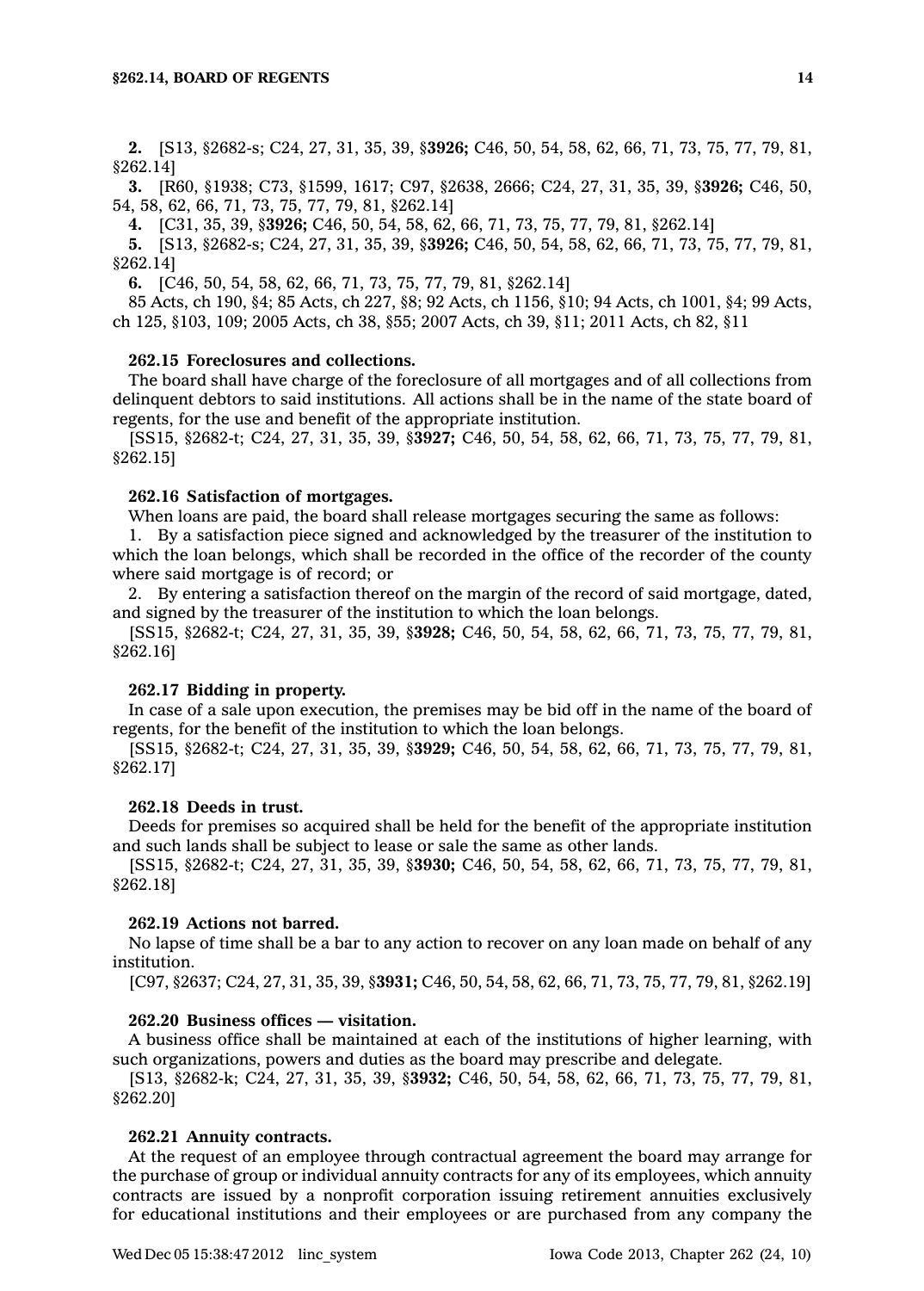**2.** [S13, §2682-s; C24, 27, 31, 35, 39, §**3926;** C46, 50, 54, 58, 62, 66, 71, 73, 75, 77, 79, 81, §262.14]

**3.** [R60, §1938; C73, §1599, 1617; C97, §2638, 2666; C24, 27, 31, 35, 39, §**3926;** C46, 50, 54, 58, 62, 66, 71, 73, 75, 77, 79, 81, §262.14]

**4.** [C31, 35, 39, §**3926;** C46, 50, 54, 58, 62, 66, 71, 73, 75, 77, 79, 81, §262.14]

**5.** [S13, §2682-s; C24, 27, 31, 35, 39, §**3926;** C46, 50, 54, 58, 62, 66, 71, 73, 75, 77, 79, 81, §262.14]

**6.** [C46, 50, 54, 58, 62, 66, 71, 73, 75, 77, 79, 81, §262.14]

85 Acts, ch 190, §4; 85 Acts, ch 227, §8; 92 Acts, ch 1156, §10; 94 Acts, ch 1001, §4; 99 Acts, ch 125, §103, 109; 2005 Acts, ch 38, §55; 2007 Acts, ch 39, §11; 2011 Acts, ch 82, §11

**262.15 Foreclosures and collections.**

The board shall have charge of the foreclosure of all mortgages and of all collections from delinquent debtors to said institutions. All actions shall be in the name of the state board of regents, for the use and benefit of the appropriate institution.

[SS15, §2682-t; C24, 27, 31, 35, 39, §**3927;** C46, 50, 54, 58, 62, 66, 71, 73, 75, 77, 79, 81, §262.15]

**262.16 Satisfaction of mortgages.**

When loans are paid, the board shall release mortgages securing the same as follows:

1. By a satisfaction piece signed and acknowledged by the treasurer of the institution to which the loan belongs, which shall be recorded in the office of the recorder of the county where said mortgage is of record; or

2. By entering a satisfaction thereof on the margin of the record of said mortgage, dated, and signed by the treasurer of the institution to which the loan belongs.

[SS15, §2682-t; C24, 27, 31, 35, 39, §**3928;** C46, 50, 54, 58, 62, 66, 71, 73, 75, 77, 79, 81, §262.16]

**262.17 Bidding in property.**

In case of a sale upon execution, the premises may be bid off in the name of the board of regents, for the benefit of the institution to which the loan belongs.

[SS15, §2682-t; C24, 27, 31, 35, 39, §**3929;** C46, 50, 54, 58, 62, 66, 71, 73, 75, 77, 79, 81, §262.17]

**262.18 Deeds in trust.**

Deeds for premises so acquired shall be held for the benefit of the appropriate institution and such lands shall be subject to lease or sale the same as other lands.

[SS15, §2682-t; C24, 27, 31, 35, 39, §**3930;** C46, 50, 54, 58, 62, 66, 71, 73, 75, 77, 79, 81, §262.18]

**262.19 Actions not barred.**

No lapse of time shall be a bar to any action to recover on any loan made on behalf of any institution.

[C97, §2637; C24, 27, 31, 35, 39, §**3931;** C46, 50, 54, 58, 62, 66, 71, 73, 75, 77, 79, 81, §262.19]

**262.20 Business offices — visitation.**

A business office shall be maintained at each of the institutions of higher learning, with such organizations, powers and duties as the board may prescribe and delegate.

[S13, §2682-k; C24, 27, 31, 35, 39, §**3932;** C46, 50, 54, 58, 62, 66, 71, 73, 75, 77, 79, 81, §262.20]

**262.21 Annuity contracts.**

At the request of an employee through contractual agreement the board may arrange for the purchase of group or individual annuity contracts for any of its employees, which annuity contracts are issued by a nonprofit corporation issuing retirement annuities exclusively for educational institutions and their employees or are purchased from any company the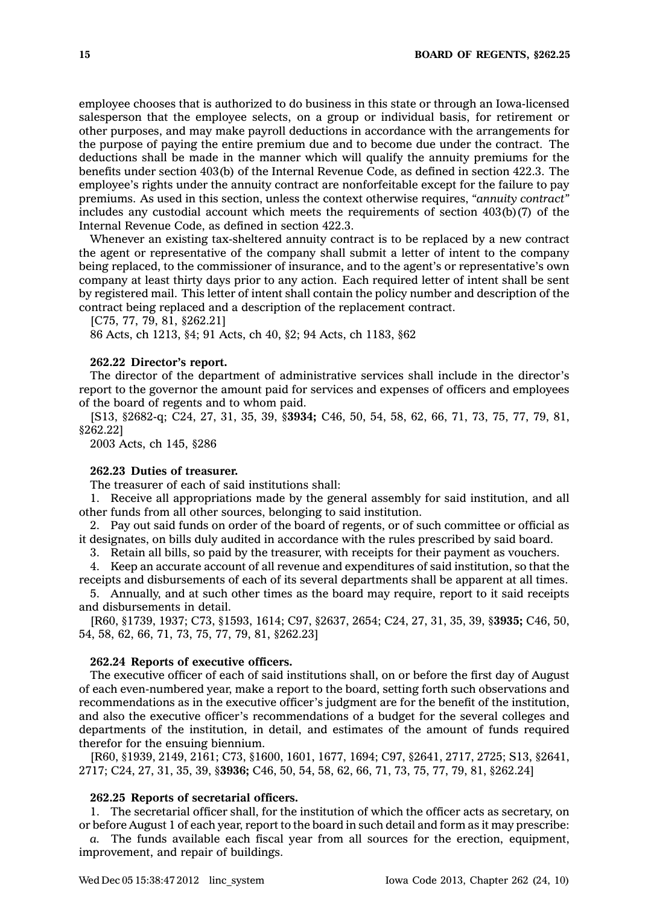employee chooses that is authorized to do business in this state or through an Iowa-licensed salesperson that the employee selects, on a group or individual basis, for retirement or other purposes, and may make payroll deductions in accordance with the arrangements for the purpose of paying the entire premium due and to become due under the contract. The deductions shall be made in the manner which will qualify the annuity premiums for the benefits under section 403(b) of the Internal Revenue Code, as defined in section 422.3. The employee's rights under the annuity contract are nonforfeitable except for the failure to pay premiums. As used in this section, unless the context otherwise requires, *"annuity contract"* includes any custodial account which meets the requirements of section 403(b)(7) of the Internal Revenue Code, as defined in section 422.3.

Whenever an existing tax-sheltered annuity contract is to be replaced by a new contract the agent or representative of the company shall submit a letter of intent to the company being replaced, to the commissioner of insurance, and to the agent's or representative's own company at least thirty days prior to any action. Each required letter of intent shall be sent by registered mail. This letter of intent shall contain the policy number and description of the contract being replaced and a description of the replacement contract.

[C75, 77, 79, 81, §262.21]

86 Acts, ch 1213, §4; 91 Acts, ch 40, §2; 94 Acts, ch 1183, §62

**262.22 Director's report.**

The director of the department of administrative services shall include in the director's report to the governor the amount paid for services and expenses of officers and employees of the board of regents and to whom paid.

[S13, §2682-q; C24, 27, 31, 35, 39, §**3934;** C46, 50, 54, 58, 62, 66, 71, 73, 75, 77, 79, 81, §262.22]

2003 Acts, ch 145, §286

**262.23 Duties of treasurer.**

The treasurer of each of said institutions shall:

1. Receive all appropriations made by the general assembly for said institution, and all other funds from all other sources, belonging to said institution.

2. Pay out said funds on order of the board of regents, or of such committee or official as it designates, on bills duly audited in accordance with the rules prescribed by said board.

3. Retain all bills, so paid by the treasurer, with receipts for their payment as vouchers.

4. Keep an accurate account of all revenue and expenditures of said institution, so that the receipts and disbursements of each of its several departments shall be apparent at all times.

5. Annually, and at such other times as the board may require, report to it said receipts and disbursements in detail.

[R60, §1739, 1937; C73, §1593, 1614; C97, §2637, 2654; C24, 27, 31, 35, 39, §**3935;** C46, 50, 54, 58, 62, 66, 71, 73, 75, 77, 79, 81, §262.23]

**262.24 Reports of executive officers.**

The executive officer of each of said institutions shall, on or before the first day of August of each even-numbered year, make a report to the board, setting forth such observations and recommendations as in the executive officer's judgment are for the benefit of the institution, and also the executive officer's recommendations of a budget for the several colleges and departments of the institution, in detail, and estimates of the amount of funds required therefor for the ensuing biennium.

[R60, §1939, 2149, 2161; C73, §1600, 1601, 1677, 1694; C97, §2641, 2717, 2725; S13, §2641, 2717; C24, 27, 31, 35, 39, §**3936;** C46, 50, 54, 58, 62, 66, 71, 73, 75, 77, 79, 81, §262.24]

**262.25 Reports of secretarial officers.**

1. The secretarial officer shall, for the institution of which the officer acts as secretary, on or before August 1 of each year, report to the board in such detail and form as it may prescribe:

*a.* The funds available each fiscal year from all sources for the erection, equipment, improvement, and repair of buildings.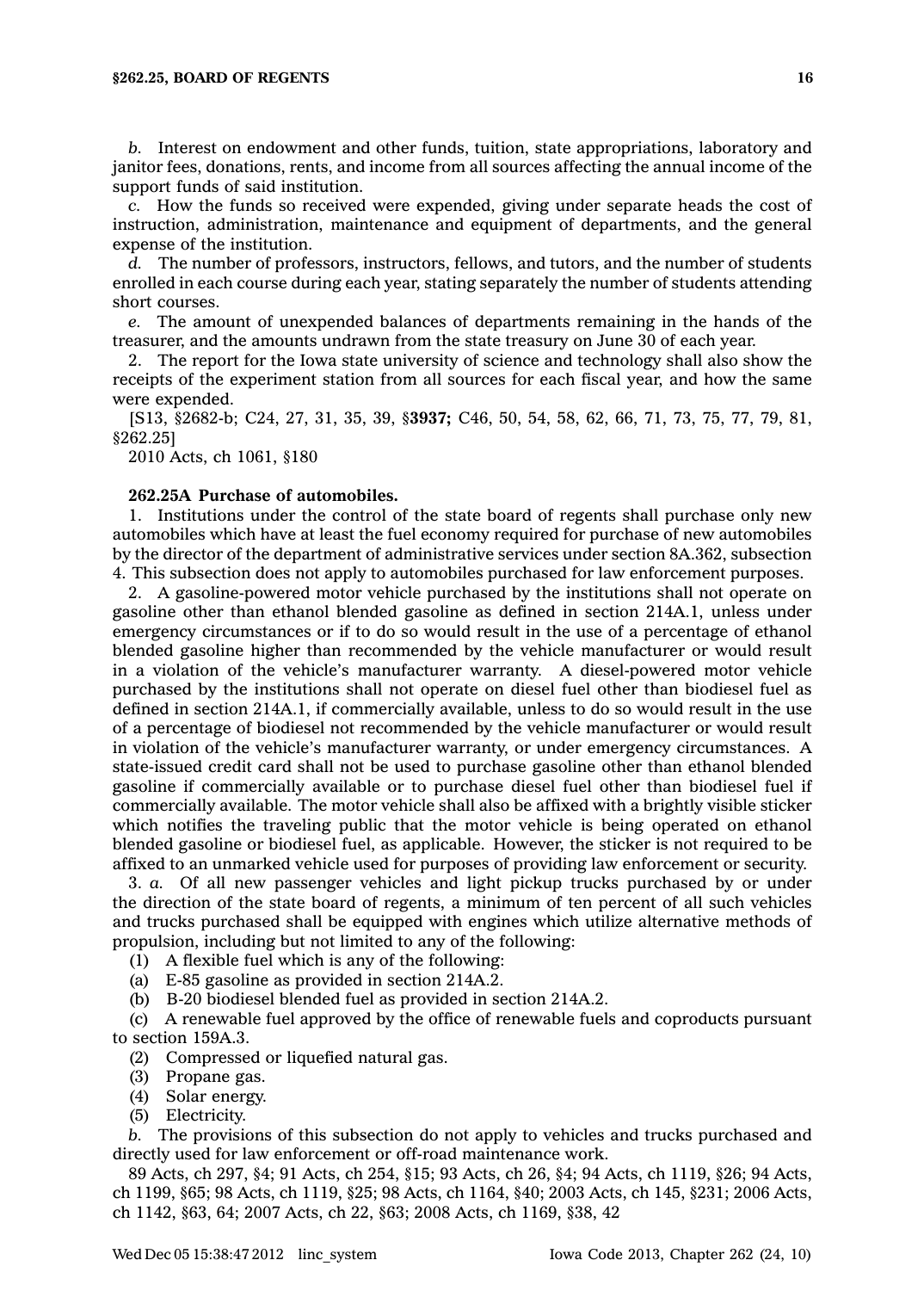*b.* Interest on endowment and other funds, tuition, state appropriations, laboratory and janitor fees, donations, rents, and income from all sources affecting the annual income of the support funds of said institution.

*c.* How the funds so received were expended, giving under separate heads the cost of instruction, administration, maintenance and equipment of departments, and the general expense of the institution.

*d.* The number of professors, instructors, fellows, and tutors, and the number of students enrolled in each course during each year, stating separately the number of students attending short courses.

*e.* The amount of unexpended balances of departments remaining in the hands of the treasurer, and the amounts undrawn from the state treasury on June 30 of each year.

2. The report for the Iowa state university of science and technology shall also show the receipts of the experiment station from all sources for each fiscal year, and how the same were expended.

[S13, §2682-b; C24, 27, 31, 35, 39, §**3937;** C46, 50, 54, 58, 62, 66, 71, 73, 75, 77, 79, 81, §262.25]

2010 Acts, ch 1061, §180

**262.25A Purchase of automobiles.**

1. Institutions under the control of the state board of regents shall purchase only new automobiles which have at least the fuel economy required for purchase of new automobiles by the director of the department of administrative services under section 8A.362, subsection 4. This subsection does not apply to automobiles purchased for law enforcement purposes.

2. A gasoline-powered motor vehicle purchased by the institutions shall not operate on gasoline other than ethanol blended gasoline as defined in section 214A.1, unless under emergency circumstances or if to do so would result in the use of a percentage of ethanol blended gasoline higher than recommended by the vehicle manufacturer or would result in a violation of the vehicle's manufacturer warranty. A diesel-powered motor vehicle purchased by the institutions shall not operate on diesel fuel other than biodiesel fuel as defined in section 214A.1, if commercially available, unless to do so would result in the use of a percentage of biodiesel not recommended by the vehicle manufacturer or would result in violation of the vehicle's manufacturer warranty, or under emergency circumstances. A state-issued credit card shall not be used to purchase gasoline other than ethanol blended gasoline if commercially available or to purchase diesel fuel other than biodiesel fuel if commercially available. The motor vehicle shall also be affixed with a brightly visible sticker which notifies the traveling public that the motor vehicle is being operated on ethanol blended gasoline or biodiesel fuel, as applicable. However, the sticker is not required to be affixed to an unmarked vehicle used for purposes of providing law enforcement or security.

3. *a.* Of all new passenger vehicles and light pickup trucks purchased by or under the direction of the state board of regents, a minimum of ten percent of all such vehicles and trucks purchased shall be equipped with engines which utilize alternative methods of propulsion, including but not limited to any of the following:

(1) A flexible fuel which is any of the following:

(a) E-85 gasoline as provided in section 214A.2.

(b) B-20 biodiesel blended fuel as provided in section 214A.2.

(c) A renewable fuel approved by the office of renewable fuels and coproducts pursuant to section 159A.3.

(2) Compressed or liquefied natural gas.

(3) Propane gas.

(4) Solar energy.

(5) Electricity.

*b.* The provisions of this subsection do not apply to vehicles and trucks purchased and directly used for law enforcement or off-road maintenance work.

89 Acts, ch 297, §4; 91 Acts, ch 254, §15; 93 Acts, ch 26, §4; 94 Acts, ch 1119, §26; 94 Acts, ch 1199, §65; 98 Acts, ch 1119, §25; 98 Acts, ch 1164, §40; 2003 Acts, ch 145, §231; 2006 Acts, ch 1142, §63, 64; 2007 Acts, ch 22, §63; 2008 Acts, ch 1169, §38, 42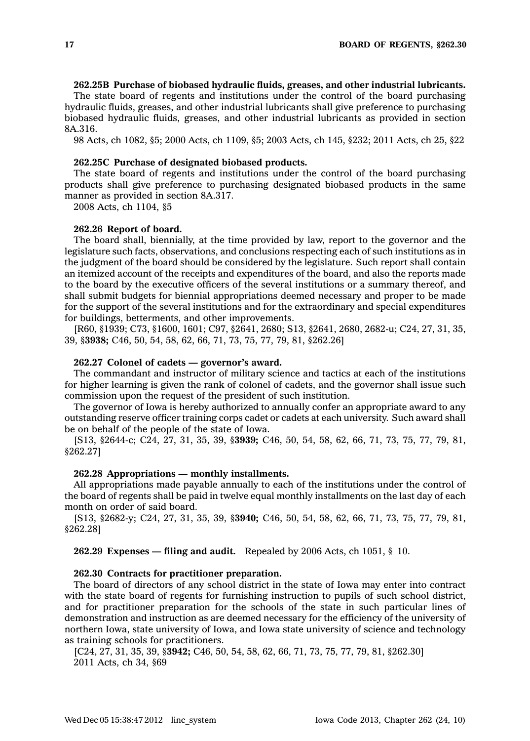**262.25B Purchase of biobased hydraulic fluids, greases, and other industrial lubricants.**

The state board of regents and institutions under the control of the board purchasing hydraulic fluids, greases, and other industrial lubricants shall give preference to purchasing biobased hydraulic fluids, greases, and other industrial lubricants as provided in section 8A.316.

98 Acts, ch 1082, §5; 2000 Acts, ch 1109, §5; 2003 Acts, ch 145, §232; 2011 Acts, ch 25, §22

**262.25C Purchase of designated biobased products.**

The state board of regents and institutions under the control of the board purchasing products shall give preference to purchasing designated biobased products in the same manner as provided in section 8A.317.

2008 Acts, ch 1104, §5

**262.26 Report of board.**

The board shall, biennially, at the time provided by law, report to the governor and the legislature such facts, observations, and conclusions respecting each of such institutions as in the judgment of the board should be considered by the legislature. Such report shall contain an itemized account of the receipts and expenditures of the board, and also the reports made to the board by the executive officers of the several institutions or a summary thereof, and shall submit budgets for biennial appropriations deemed necessary and proper to be made for the support of the several institutions and for the extraordinary and special expenditures for buildings, betterments, and other improvements.

[R60, §1939; C73, §1600, 1601; C97, §2641, 2680; S13, §2641, 2680, 2682-u; C24, 27, 31, 35, 39, §**3938;** C46, 50, 54, 58, 62, 66, 71, 73, 75, 77, 79, 81, §262.26]

**262.27 Colonel of cadets — governor's award.**

The commandant and instructor of military science and tactics at each of the institutions for higher learning is given the rank of colonel of cadets, and the governor shall issue such commission upon the request of the president of such institution.

The governor of Iowa is hereby authorized to annually confer an appropriate award to any outstanding reserve officer training corps cadet or cadets at each university. Such award shall be on behalf of the people of the state of Iowa.

[S13, §2644-c; C24, 27, 31, 35, 39, §**3939;** C46, 50, 54, 58, 62, 66, 71, 73, 75, 77, 79, 81, §262.27]

**262.28 Appropriations — monthly installments.**

All appropriations made payable annually to each of the institutions under the control of the board of regents shall be paid in twelve equal monthly installments on the last day of each month on order of said board.

[S13, §2682-y; C24, 27, 31, 35, 39, §**3940;** C46, 50, 54, 58, 62, 66, 71, 73, 75, 77, 79, 81, §262.28]

**262.29 Expenses — filing and audit.** Repealed by 2006 Acts, ch 1051, § 10.

**262.30 Contracts for practitioner preparation.**

The board of directors of any school district in the state of Iowa may enter into contract with the state board of regents for furnishing instruction to pupils of such school district, and for practitioner preparation for the schools of the state in such particular lines of demonstration and instruction as are deemed necessary for the efficiency of the university of northern Iowa, state university of Iowa, and Iowa state university of science and technology as training schools for practitioners.

[C24, 27, 31, 35, 39, §**3942;** C46, 50, 54, 58, 62, 66, 71, 73, 75, 77, 79, 81, §262.30]

2011 Acts, ch 34, §69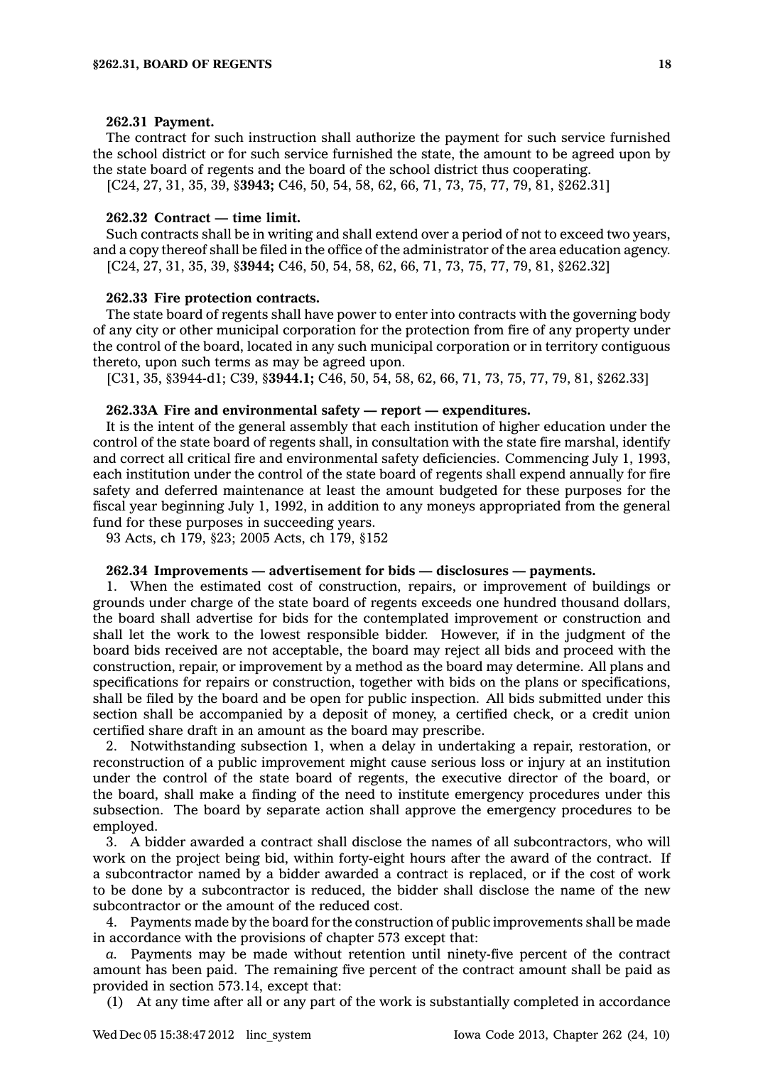**262.31 Payment.**

The contract for such instruction shall authorize the payment for such service furnished the school district or for such service furnished the state, the amount to be agreed upon by the state board of regents and the board of the school district thus cooperating.

[C24, 27, 31, 35, 39, §**3943;** C46, 50, 54, 58, 62, 66, 71, 73, 75, 77, 79, 81, §262.31]

**262.32 Contract — time limit.**

Such contracts shall be in writing and shall extend over a period of not to exceed two years, and a copy thereof shall be filed in the office of the administrator of the area education agency.

[C24, 27, 31, 35, 39, §**3944;** C46, 50, 54, 58, 62, 66, 71, 73, 75, 77, 79, 81, §262.32]

**262.33 Fire protection contracts.**

The state board of regents shall have power to enter into contracts with the governing body of any city or other municipal corporation for the protection from fire of any property under the control of the board, located in any such municipal corporation or in territory contiguous thereto, upon such terms as may be agreed upon.

[C31, 35, §3944-d1; C39, §**3944.1;** C46, 50, 54, 58, 62, 66, 71, 73, 75, 77, 79, 81, §262.33]

**262.33A Fire and environmental safety — report — expenditures.**

It is the intent of the general assembly that each institution of higher education under the control of the state board of regents shall, in consultation with the state fire marshal, identify and correct all critical fire and environmental safety deficiencies. Commencing July 1, 1993, each institution under the control of the state board of regents shall expend annually for fire safety and deferred maintenance at least the amount budgeted for these purposes for the fiscal year beginning July 1, 1992, in addition to any moneys appropriated from the general fund for these purposes in succeeding years.

93 Acts, ch 179, §23; 2005 Acts, ch 179, §152

**262.34 Improvements — advertisement for bids — disclosures — payments.**

1. When the estimated cost of construction, repairs, or improvement of buildings or grounds under charge of the state board of regents exceeds one hundred thousand dollars, the board shall advertise for bids for the contemplated improvement or construction and shall let the work to the lowest responsible bidder. However, if in the judgment of the board bids received are not acceptable, the board may reject all bids and proceed with the construction, repair, or improvement by a method as the board may determine. All plans and specifications for repairs or construction, together with bids on the plans or specifications, shall be filed by the board and be open for public inspection. All bids submitted under this section shall be accompanied by a deposit of money, a certified check, or a credit union certified share draft in an amount as the board may prescribe.

2. Notwithstanding subsection 1, when a delay in undertaking a repair, restoration, or reconstruction of a public improvement might cause serious loss or injury at an institution under the control of the state board of regents, the executive director of the board, or the board, shall make a finding of the need to institute emergency procedures under this subsection. The board by separate action shall approve the emergency procedures to be employed.

3. A bidder awarded a contract shall disclose the names of all subcontractors, who will work on the project being bid, within forty-eight hours after the award of the contract. If a subcontractor named by a bidder awarded a contract is replaced, or if the cost of work to be done by a subcontractor is reduced, the bidder shall disclose the name of the new subcontractor or the amount of the reduced cost.

4. Payments made by the board for the construction of public improvements shall be made in accordance with the provisions of chapter 573 except that:

*a.* Payments may be made without retention until ninety-five percent of the contract amount has been paid. The remaining five percent of the contract amount shall be paid as provided in section 573.14, except that:

(1) At any time after all or any part of the work is substantially completed in accordance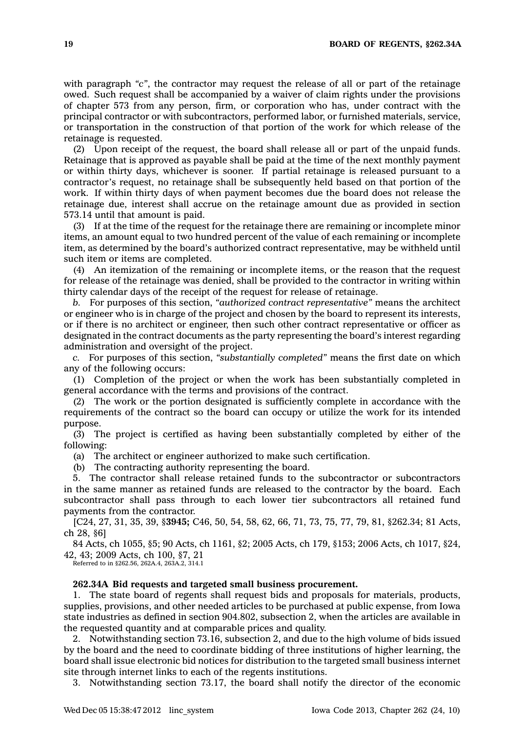with paragraph *"c"*, the contractor may request the release of all or part of the retainage owed. Such request shall be accompanied by a waiver of claim rights under the provisions of chapter 573 from any person, firm, or corporation who has, under contract with the principal contractor or with subcontractors, performed labor, or furnished materials, service, or transportation in the construction of that portion of the work for which release of the retainage is requested.

(2) Upon receipt of the request, the board shall release all or part of the unpaid funds. Retainage that is approved as payable shall be paid at the time of the next monthly payment or within thirty days, whichever is sooner. If partial retainage is released pursuant to a contractor's request, no retainage shall be subsequently held based on that portion of the work. If within thirty days of when payment becomes due the board does not release the retainage due, interest shall accrue on the retainage amount due as provided in section 573.14 until that amount is paid.

(3) If at the time of the request for the retainage there are remaining or incomplete minor items, an amount equal to two hundred percent of the value of each remaining or incomplete item, as determined by the board's authorized contract representative, may be withheld until such item or items are completed.

(4) An itemization of the remaining or incomplete items, or the reason that the request for release of the retainage was denied, shall be provided to the contractor in writing within thirty calendar days of the receipt of the request for release of retainage.

*b.* For purposes of this section, *"authorized contract representative"* means the architect or engineer who is in charge of the project and chosen by the board to represent its interests, or if there is no architect or engineer, then such other contract representative or officer as designated in the contract documents as the party representing the board's interest regarding administration and oversight of the project.

*c.* For purposes of this section, *"substantially completed"* means the first date on which any of the following occurs:

(1) Completion of the project or when the work has been substantially completed in general accordance with the terms and provisions of the contract.

(2) The work or the portion designated is sufficiently complete in accordance with the requirements of the contract so the board can occupy or utilize the work for its intended purpose.

(3) The project is certified as having been substantially completed by either of the following:

(a) The architect or engineer authorized to make such certification.

(b) The contracting authority representing the board.

5. The contractor shall release retained funds to the subcontractor or subcontractors in the same manner as retained funds are released to the contractor by the board. Each subcontractor shall pass through to each lower tier subcontractors all retained fund payments from the contractor.

[C24, 27, 31, 35, 39, §**3945;** C46, 50, 54, 58, 62, 66, 71, 73, 75, 77, 79, 81, §262.34; 81 Acts, ch 28, §6]

84 Acts, ch 1055, §5; 90 Acts, ch 1161, §2; 2005 Acts, ch 179, §153; 2006 Acts, ch 1017, §24, 42, 43; 2009 Acts, ch 100, §7, 21

Referred to in §262.56, 262A.4, 263A.2, 314.1

**262.34A Bid requests and targeted small business procurement.**

1. The state board of regents shall request bids and proposals for materials, products, supplies, provisions, and other needed articles to be purchased at public expense, from Iowa state industries as defined in section 904.802, subsection 2, when the articles are available in the requested quantity and at comparable prices and quality.

2. Notwithstanding section 73.16, subsection 2, and due to the high volume of bids issued by the board and the need to coordinate bidding of three institutions of higher learning, the board shall issue electronic bid notices for distribution to the targeted small business internet site through internet links to each of the regents institutions.

3. Notwithstanding section 73.17, the board shall notify the director of the economic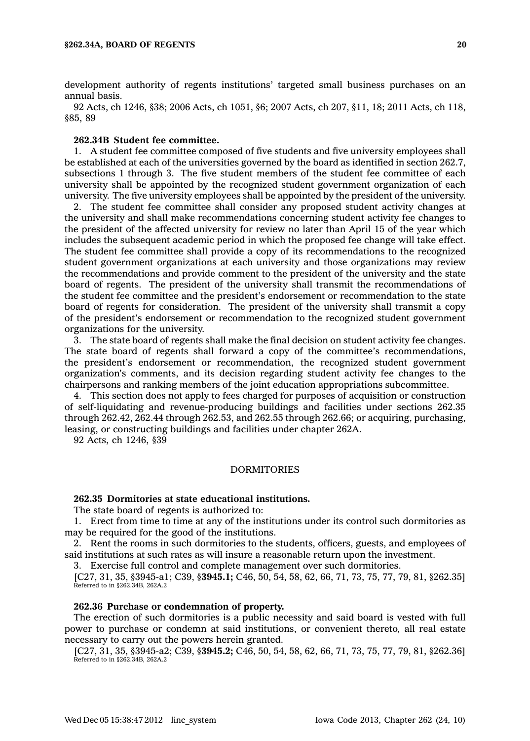development authority of regents institutions' targeted small business purchases on an annual basis.

92 Acts, ch 1246, §38; 2006 Acts, ch 1051, §6; 2007 Acts, ch 207, §11, 18; 2011 Acts, ch 118, §85, 89

**262.34B Student fee committee.**

1. A student fee committee composed of five students and five university employees shall be established at each of the universities governed by the board as identified in section 262.7, subsections 1 through 3. The five student members of the student fee committee of each university shall be appointed by the recognized student government organization of each university. The five university employees shall be appointed by the president of the university.

2. The student fee committee shall consider any proposed student activity changes at the university and shall make recommendations concerning student activity fee changes to the president of the affected university for review no later than April 15 of the year which includes the subsequent academic period in which the proposed fee change will take effect. The student fee committee shall provide a copy of its recommendations to the recognized student government organizations at each university and those organizations may review the recommendations and provide comment to the president of the university and the state board of regents. The president of the university shall transmit the recommendations of the student fee committee and the president's endorsement or recommendation to the state board of regents for consideration. The president of the university shall transmit a copy of the president's endorsement or recommendation to the recognized student government organizations for the university.

3. The state board of regents shall make the final decision on student activity fee changes. The state board of regents shall forward a copy of the committee's recommendations, the president's endorsement or recommendation, the recognized student government organization's comments, and its decision regarding student activity fee changes to the chairpersons and ranking members of the joint education appropriations subcommittee.

4. This section does not apply to fees charged for purposes of acquisition or construction of self-liquidating and revenue-producing buildings and facilities under sections 262.35 through 262.42, 262.44 through 262.53, and 262.55 through 262.66; or acquiring, purchasing, leasing, or constructing buildings and facilities under chapter 262A.

92 Acts, ch 1246, §39

## DORMITORIES

**262.35 Dormitories at state educational institutions.**

The state board of regents is authorized to:

1. Erect from time to time at any of the institutions under its control such dormitories as may be required for the good of the institutions.

2. Rent the rooms in such dormitories to the students, officers, guests, and employees of said institutions at such rates as will insure a reasonable return upon the investment.

3. Exercise full control and complete management over such dormitories.

[C27, 31, 35, §3945-a1; C39, §**3945.1;** C46, 50, 54, 58, 62, 66, 71, 73, 75, 77, 79, 81, §262.35]
Referred to in §262.34B, 262A.2

**262.36 Purchase or condemnation of property.**

The erection of such dormitories is a public necessity and said board is vested with full power to purchase or condemn at said institutions, or convenient thereto, all real estate necessary to carry out the powers herein granted.

[C27, 31, 35, §3945-a2; C39, §**3945.2;** C46, 50, 54, 58, 62, 66, 71, 73, 75, 77, 79, 81, §262.36]
Referred to in §262.34B, 262A.2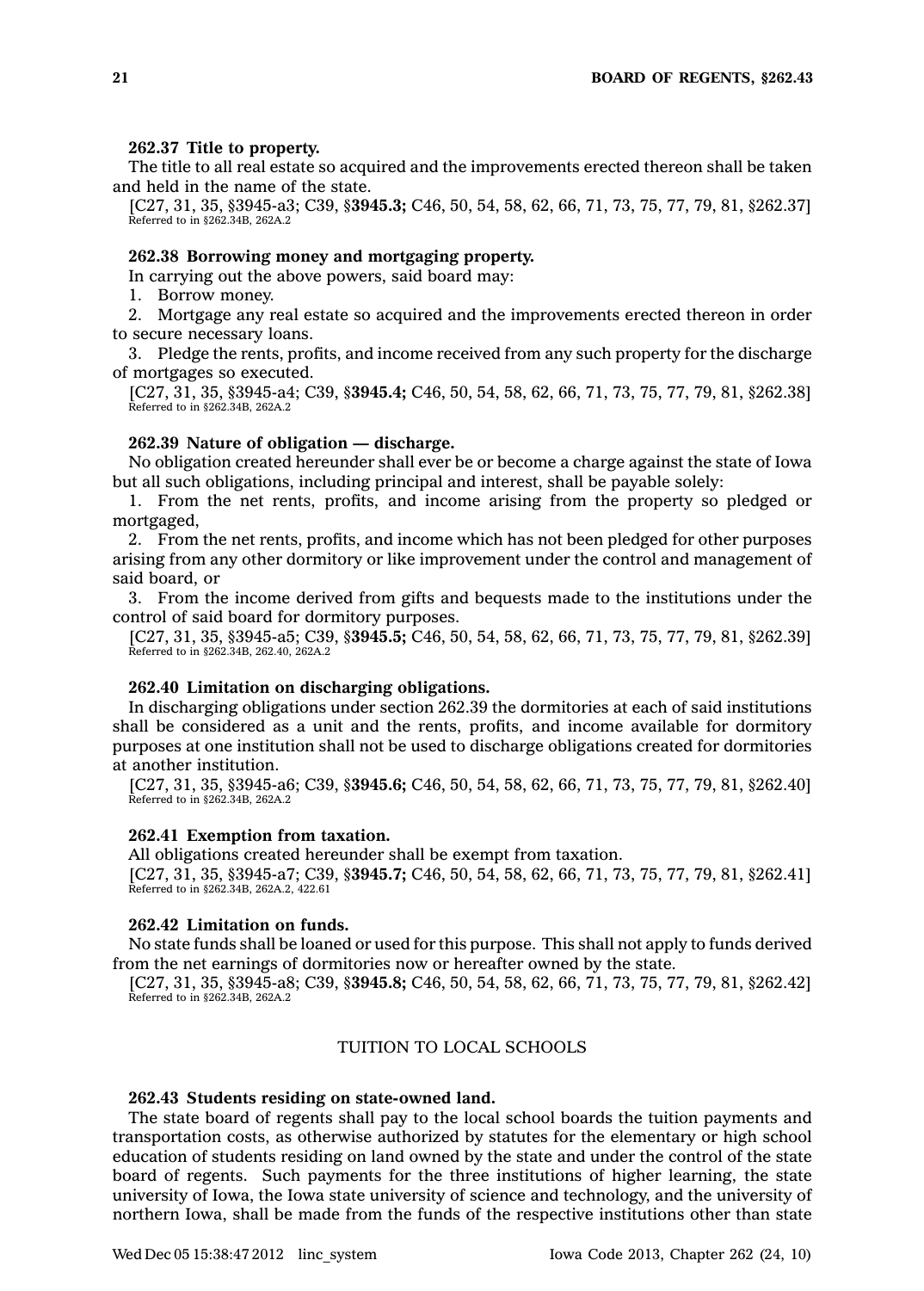**262.37 Title to property.**

The title to all real estate so acquired and the improvements erected thereon shall be taken and held in the name of the state.

[C27, 31, 35, §3945-a3; C39, §**3945.3;** C46, 50, 54, 58, 62, 66, 71, 73, 75, 77, 79, 81, §262.37]
Referred to in §262.34B, 262A.2

**262.38 Borrowing money and mortgaging property.**

In carrying out the above powers, said board may:

1. Borrow money.
2. Mortgage any real estate so acquired and the improvements erected thereon in order to secure necessary loans.
3. Pledge the rents, profits, and income received from any such property for the discharge of mortgages so executed.

[C27, 31, 35, §3945-a4; C39, §**3945.4;** C46, 50, 54, 58, 62, 66, 71, 73, 75, 77, 79, 81, §262.38]
Referred to in §262.34B, 262A.2

**262.39 Nature of obligation — discharge.**

No obligation created hereunder shall ever be or become a charge against the state of Iowa but all such obligations, including principal and interest, shall be payable solely:

1. From the net rents, profits, and income arising from the property so pledged or mortgaged,
2. From the net rents, profits, and income which has not been pledged for other purposes arising from any other dormitory or like improvement under the control and management of said board, or
3. From the income derived from gifts and bequests made to the institutions under the control of said board for dormitory purposes.

[C27, 31, 35, §3945-a5; C39, §**3945.5;** C46, 50, 54, 58, 62, 66, 71, 73, 75, 77, 79, 81, §262.39]
Referred to in §262.34B, 262.40, 262A.2

**262.40 Limitation on discharging obligations.**

In discharging obligations under section 262.39 the dormitories at each of said institutions shall be considered as a unit and the rents, profits, and income available for dormitory purposes at one institution shall not be used to discharge obligations created for dormitories at another institution.

[C27, 31, 35, §3945-a6; C39, §**3945.6;** C46, 50, 54, 58, 62, 66, 71, 73, 75, 77, 79, 81, §262.40]
Referred to in §262.34B, 262A.2

**262.41 Exemption from taxation.**

All obligations created hereunder shall be exempt from taxation.

[C27, 31, 35, §3945-a7; C39, §**3945.7;** C46, 50, 54, 58, 62, 66, 71, 73, 75, 77, 79, 81, §262.41]
Referred to in §262.34B, 262A.2, 422.61

**262.42 Limitation on funds.**

No state funds shall be loaned or used for this purpose. This shall not apply to funds derived from the net earnings of dormitories now or hereafter owned by the state.

[C27, 31, 35, §3945-a8; C39, §**3945.8;** C46, 50, 54, 58, 62, 66, 71, 73, 75, 77, 79, 81, §262.42]
Referred to in §262.34B, 262A.2

## TUITION TO LOCAL SCHOOLS

**262.43 Students residing on state-owned land.**

The state board of regents shall pay to the local school boards the tuition payments and transportation costs, as otherwise authorized by statutes for the elementary or high school education of students residing on land owned by the state and under the control of the state board of regents. Such payments for the three institutions of higher learning, the state university of Iowa, the Iowa state university of science and technology, and the university of northern Iowa, shall be made from the funds of the respective institutions other than state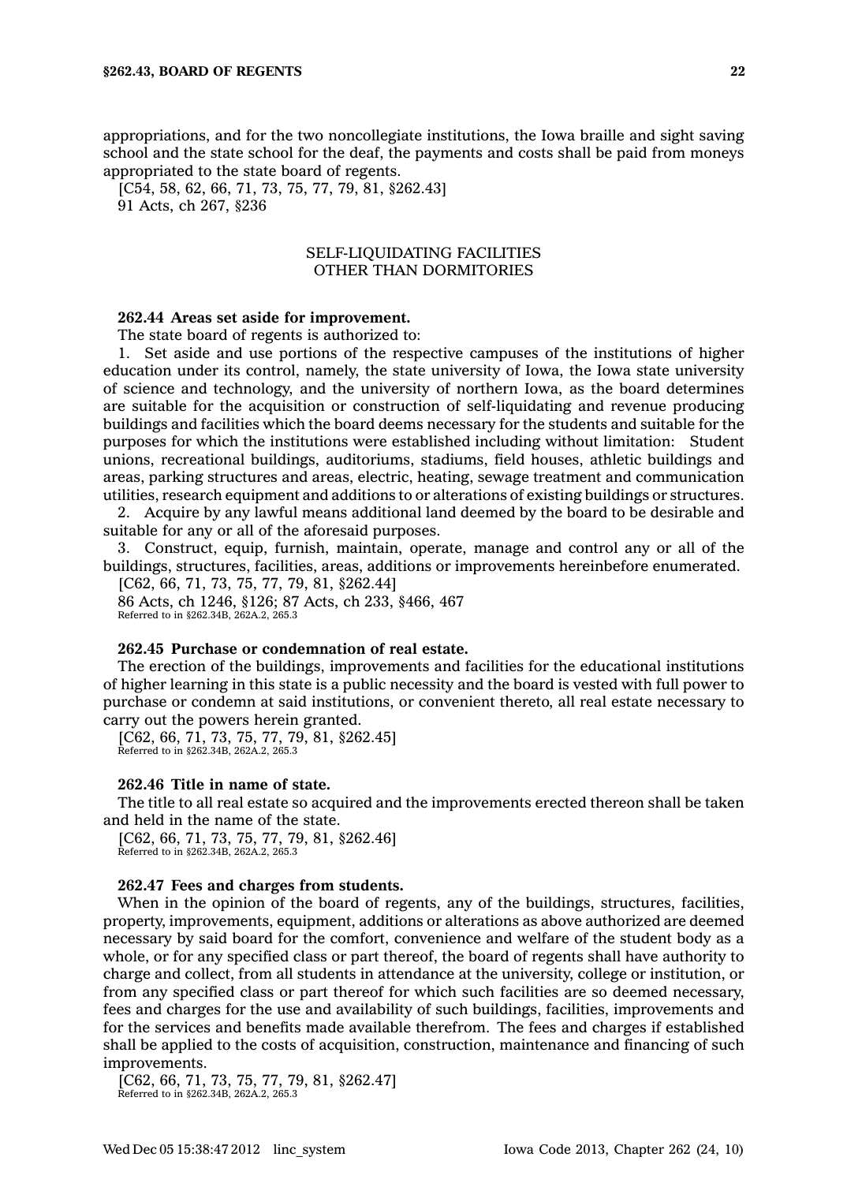appropriations, and for the two noncollegiate institutions, the Iowa braille and sight saving school and the state school for the deaf, the payments and costs shall be paid from moneys appropriated to the state board of regents.

[C54, 58, 62, 66, 71, 73, 75, 77, 79, 81, §262.43]

91 Acts, ch 267, §236

## SELF-LIQUIDATING FACILITIES OTHER THAN DORMITORIES

**262.44 Areas set aside for improvement.**

The state board of regents is authorized to:

1. Set aside and use portions of the respective campuses of the institutions of higher education under its control, namely, the state university of Iowa, the Iowa state university of science and technology, and the university of northern Iowa, as the board determines are suitable for the acquisition or construction of self-liquidating and revenue producing buildings and facilities which the board deems necessary for the students and suitable for the purposes for which the institutions were established including without limitation: Student unions, recreational buildings, auditoriums, stadiums, field houses, athletic buildings and areas, parking structures and areas, electric, heating, sewage treatment and communication utilities, research equipment and additions to or alterations of existing buildings or structures.

2. Acquire by any lawful means additional land deemed by the board to be desirable and suitable for any or all of the aforesaid purposes.

3. Construct, equip, furnish, maintain, operate, manage and control any or all of the buildings, structures, facilities, areas, additions or improvements hereinbefore enumerated.

[C62, 66, 71, 73, 75, 77, 79, 81, §262.44]

86 Acts, ch 1246, §126; 87 Acts, ch 233, §466, 467

Referred to in §262.34B, 262A.2, 265.3

**262.45 Purchase or condemnation of real estate.**

The erection of the buildings, improvements and facilities for the educational institutions of higher learning in this state is a public necessity and the board is vested with full power to purchase or condemn at said institutions, or convenient thereto, all real estate necessary to carry out the powers herein granted.

[C62, 66, 71, 73, 75, 77, 79, 81, §262.45]

Referred to in §262.34B, 262A.2, 265.3

**262.46 Title in name of state.**

The title to all real estate so acquired and the improvements erected thereon shall be taken and held in the name of the state.

[C62, 66, 71, 73, 75, 77, 79, 81, §262.46]

Referred to in §262.34B, 262A.2, 265.3

**262.47 Fees and charges from students.**

When in the opinion of the board of regents, any of the buildings, structures, facilities, property, improvements, equipment, additions or alterations as above authorized are deemed necessary by said board for the comfort, convenience and welfare of the student body as a whole, or for any specified class or part thereof, the board of regents shall have authority to charge and collect, from all students in attendance at the university, college or institution, or from any specified class or part thereof for which such facilities are so deemed necessary, fees and charges for the use and availability of such buildings, facilities, improvements and for the services and benefits made available therefrom. The fees and charges if established shall be applied to the costs of acquisition, construction, maintenance and financing of such improvements.

[C62, 66, 71, 73, 75, 77, 79, 81, §262.47]

Referred to in §262.34B, 262A.2, 265.3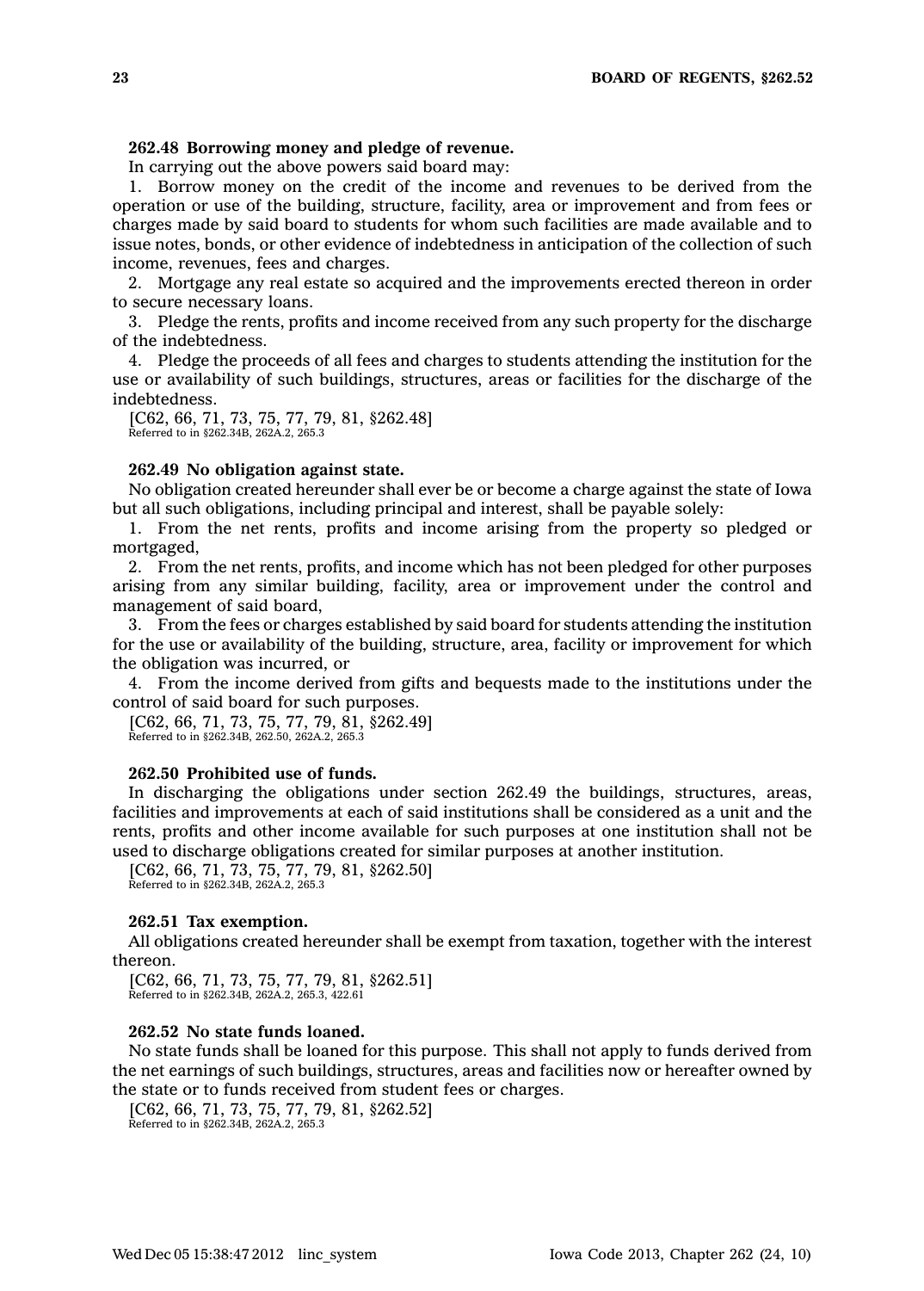**262.48 Borrowing money and pledge of revenue.**

In carrying out the above powers said board may:

1. Borrow money on the credit of the income and revenues to be derived from the operation or use of the building, structure, facility, area or improvement and from fees or charges made by said board to students for whom such facilities are made available and to issue notes, bonds, or other evidence of indebtedness in anticipation of the collection of such income, revenues, fees and charges.

2. Mortgage any real estate so acquired and the improvements erected thereon in order to secure necessary loans.

3. Pledge the rents, profits and income received from any such property for the discharge of the indebtedness.

4. Pledge the proceeds of all fees and charges to students attending the institution for the use or availability of such buildings, structures, areas or facilities for the discharge of the indebtedness.

[C62, 66, 71, 73, 75, 77, 79, 81, §262.48]
Referred to in §262.34B, 262A.2, 265.3

**262.49 No obligation against state.**

No obligation created hereunder shall ever be or become a charge against the state of Iowa but all such obligations, including principal and interest, shall be payable solely:

1. From the net rents, profits and income arising from the property so pledged or mortgaged,

2. From the net rents, profits, and income which has not been pledged for other purposes arising from any similar building, facility, area or improvement under the control and management of said board,

3. From the fees or charges established by said board for students attending the institution for the use or availability of the building, structure, area, facility or improvement for which the obligation was incurred, or

4. From the income derived from gifts and bequests made to the institutions under the control of said board for such purposes.

[C62, 66, 71, 73, 75, 77, 79, 81, §262.49]
Referred to in §262.34B, 262.50, 262A.2, 265.3

**262.50 Prohibited use of funds.**

In discharging the obligations under section 262.49 the buildings, structures, areas, facilities and improvements at each of said institutions shall be considered as a unit and the rents, profits and other income available for such purposes at one institution shall not be used to discharge obligations created for similar purposes at another institution.

[C62, 66, 71, 73, 75, 77, 79, 81, §262.50]
Referred to in §262.34B, 262A.2, 265.3

**262.51 Tax exemption.**

All obligations created hereunder shall be exempt from taxation, together with the interest thereon.

[C62, 66, 71, 73, 75, 77, 79, 81, §262.51]
Referred to in §262.34B, 262A.2, 265.3, 422.61

**262.52 No state funds loaned.**

No state funds shall be loaned for this purpose. This shall not apply to funds derived from the net earnings of such buildings, structures, areas and facilities now or hereafter owned by the state or to funds received from student fees or charges.

[C62, 66, 71, 73, 75, 77, 79, 81, §262.52]
Referred to in §262.34B, 262A.2, 265.3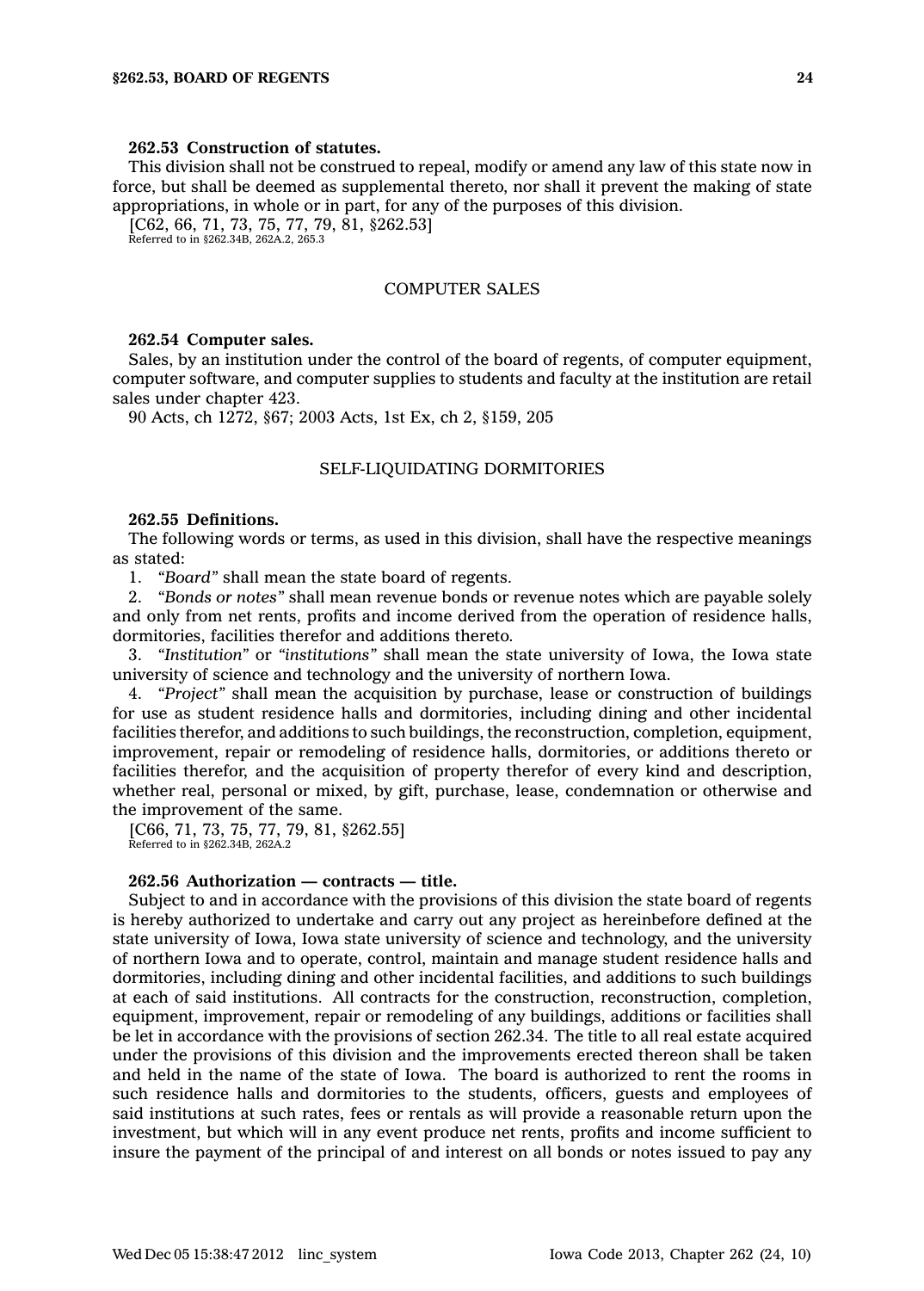**262.53 Construction of statutes.**

This division shall not be construed to repeal, modify or amend any law of this state now in force, but shall be deemed as supplemental thereto, nor shall it prevent the making of state appropriations, in whole or in part, for any of the purposes of this division.

[C62, 66, 71, 73, 75, 77, 79, 81, §262.53]

Referred to in §262.34B, 262A.2, 265.3

COMPUTER SALES

**262.54 Computer sales.**

Sales, by an institution under the control of the board of regents, of computer equipment, computer software, and computer supplies to students and faculty at the institution are retail sales under chapter 423.

90 Acts, ch 1272, §67; 2003 Acts, 1st Ex, ch 2, §159, 205

SELF-LIQUIDATING DORMITORIES

**262.55 Definitions.**

The following words or terms, as used in this division, shall have the respective meanings as stated:

1. *"Board"* shall mean the state board of regents.
2. *"Bonds or notes"* shall mean revenue bonds or revenue notes which are payable solely and only from net rents, profits and income derived from the operation of residence halls, dormitories, facilities therefor and additions thereto.
3. *"Institution"* or *"institutions"* shall mean the state university of Iowa, the Iowa state university of science and technology and the university of northern Iowa.
4. *"Project"* shall mean the acquisition by purchase, lease or construction of buildings for use as student residence halls and dormitories, including dining and other incidental facilities therefor, and additions to such buildings, the reconstruction, completion, equipment, improvement, repair or remodeling of residence halls, dormitories, or additions thereto or facilities therefor, and the acquisition of property therefor of every kind and description, whether real, personal or mixed, by gift, purchase, lease, condemnation or otherwise and the improvement of the same.

[C66, 71, 73, 75, 77, 79, 81, §262.55]

Referred to in §262.34B, 262A.2

**262.56 Authorization — contracts — title.**

Subject to and in accordance with the provisions of this division the state board of regents is hereby authorized to undertake and carry out any project as hereinbefore defined at the state university of Iowa, Iowa state university of science and technology, and the university of northern Iowa and to operate, control, maintain and manage student residence halls and dormitories, including dining and other incidental facilities, and additions to such buildings at each of said institutions. All contracts for the construction, reconstruction, completion, equipment, improvement, repair or remodeling of any buildings, additions or facilities shall be let in accordance with the provisions of section 262.34. The title to all real estate acquired under the provisions of this division and the improvements erected thereon shall be taken and held in the name of the state of Iowa. The board is authorized to rent the rooms in such residence halls and dormitories to the students, officers, guests and employees of said institutions at such rates, fees or rentals as will provide a reasonable return upon the investment, but which will in any event produce net rents, profits and income sufficient to insure the payment of the principal of and interest on all bonds or notes issued to pay any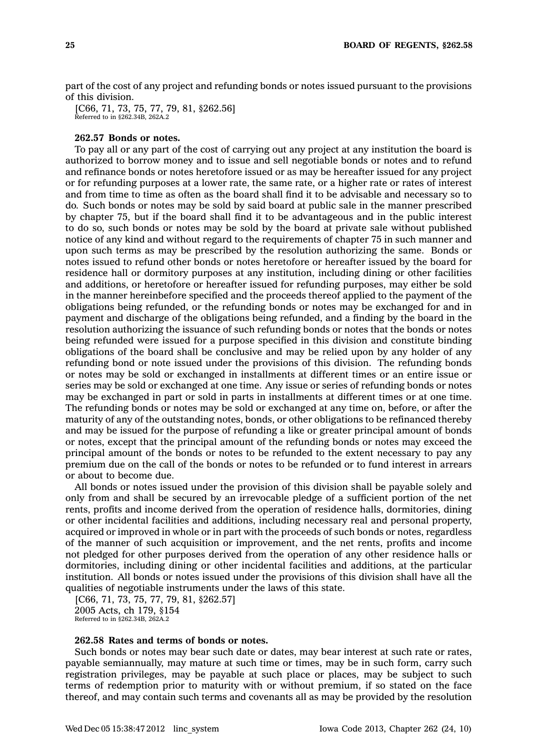part of the cost of any project and refunding bonds or notes issued pursuant to the provisions of this division.

[C66, 71, 73, 75, 77, 79, 81, §262.56]
Referred to in §262.34B, 262A.2

**262.57 Bonds or notes.**

To pay all or any part of the cost of carrying out any project at any institution the board is authorized to borrow money and to issue and sell negotiable bonds or notes and to refund and refinance bonds or notes heretofore issued or as may be hereafter issued for any project or for refunding purposes at a lower rate, the same rate, or a higher rate or rates of interest and from time to time as often as the board shall find it to be advisable and necessary so to do. Such bonds or notes may be sold by said board at public sale in the manner prescribed by chapter 75, but if the board shall find it to be advantageous and in the public interest to do so, such bonds or notes may be sold by the board at private sale without published notice of any kind and without regard to the requirements of chapter 75 in such manner and upon such terms as may be prescribed by the resolution authorizing the same. Bonds or notes issued to refund other bonds or notes heretofore or hereafter issued by the board for residence hall or dormitory purposes at any institution, including dining or other facilities and additions, or heretofore or hereafter issued for refunding purposes, may either be sold in the manner hereinbefore specified and the proceeds thereof applied to the payment of the obligations being refunded, or the refunding bonds or notes may be exchanged for and in payment and discharge of the obligations being refunded, and a finding by the board in the resolution authorizing the issuance of such refunding bonds or notes that the bonds or notes being refunded were issued for a purpose specified in this division and constitute binding obligations of the board shall be conclusive and may be relied upon by any holder of any refunding bond or note issued under the provisions of this division. The refunding bonds or notes may be sold or exchanged in installments at different times or an entire issue or series may be sold or exchanged at one time. Any issue or series of refunding bonds or notes may be exchanged in part or sold in parts in installments at different times or at one time. The refunding bonds or notes may be sold or exchanged at any time on, before, or after the maturity of any of the outstanding notes, bonds, or other obligations to be refinanced thereby and may be issued for the purpose of refunding a like or greater principal amount of bonds or notes, except that the principal amount of the refunding bonds or notes may exceed the principal amount of the bonds or notes to be refunded to the extent necessary to pay any premium due on the call of the bonds or notes to be refunded or to fund interest in arrears or about to become due.

All bonds or notes issued under the provision of this division shall be payable solely and only from and shall be secured by an irrevocable pledge of a sufficient portion of the net rents, profits and income derived from the operation of residence halls, dormitories, dining or other incidental facilities and additions, including necessary real and personal property, acquired or improved in whole or in part with the proceeds of such bonds or notes, regardless of the manner of such acquisition or improvement, and the net rents, profits and income not pledged for other purposes derived from the operation of any other residence halls or dormitories, including dining or other incidental facilities and additions, at the particular institution. All bonds or notes issued under the provisions of this division shall have all the qualities of negotiable instruments under the laws of this state.

[C66, 71, 73, 75, 77, 79, 81, §262.57]
2005 Acts, ch 179, §154
Referred to in §262.34B, 262A.2

**262.58 Rates and terms of bonds or notes.**

Such bonds or notes may bear such date or dates, may bear interest at such rate or rates, payable semiannually, may mature at such time or times, may be in such form, carry such registration privileges, may be payable at such place or places, may be subject to such terms of redemption prior to maturity with or without premium, if so stated on the face thereof, and may contain such terms and covenants all as may be provided by the resolution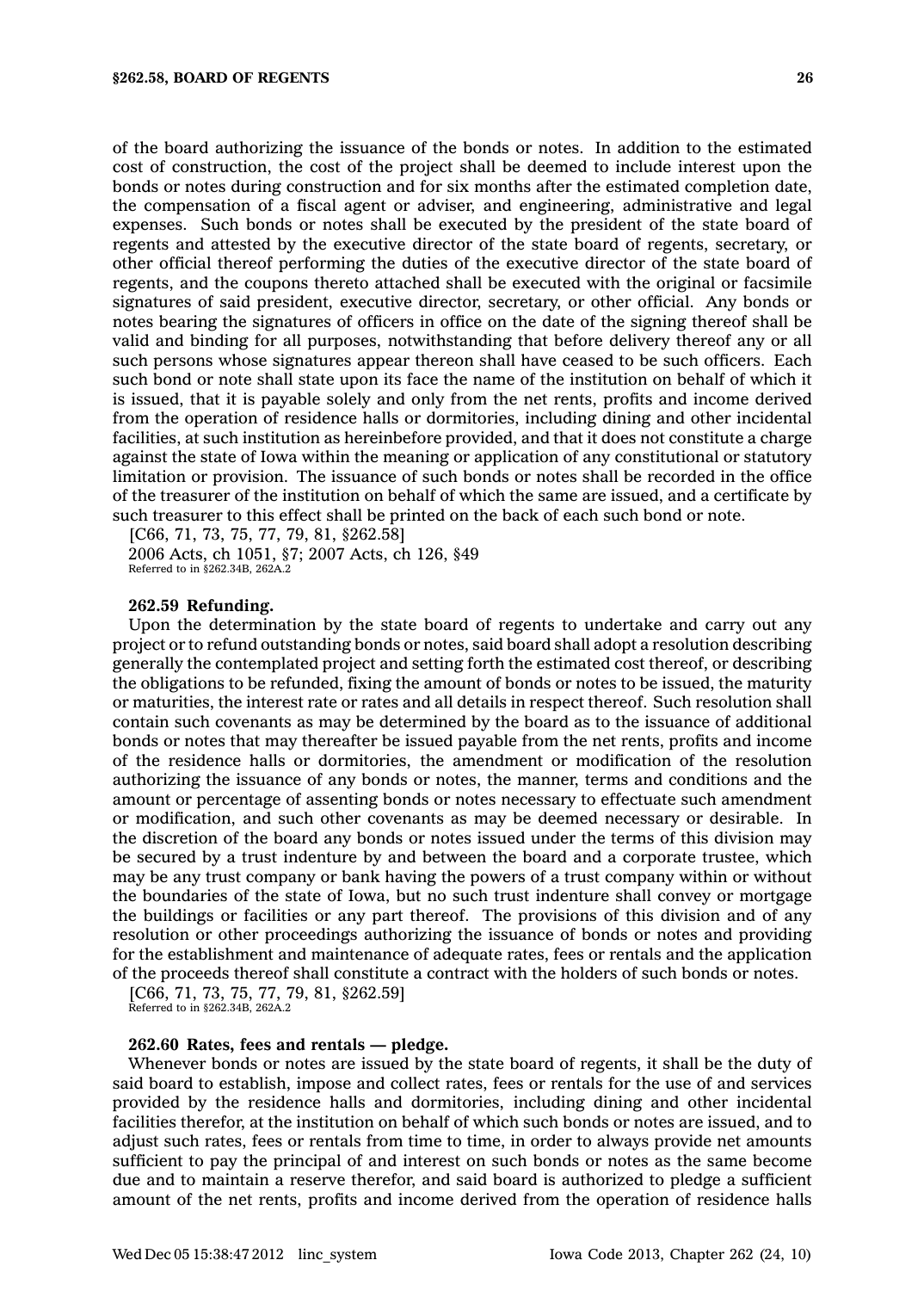of the board authorizing the issuance of the bonds or notes. In addition to the estimated cost of construction, the cost of the project shall be deemed to include interest upon the bonds or notes during construction and for six months after the estimated completion date, the compensation of a fiscal agent or adviser, and engineering, administrative and legal expenses. Such bonds or notes shall be executed by the president of the state board of regents and attested by the executive director of the state board of regents, secretary, or other official thereof performing the duties of the executive director of the state board of regents, and the coupons thereto attached shall be executed with the original or facsimile signatures of said president, executive director, secretary, or other official. Any bonds or notes bearing the signatures of officers in office on the date of the signing thereof shall be valid and binding for all purposes, notwithstanding that before delivery thereof any or all such persons whose signatures appear thereon shall have ceased to be such officers. Each such bond or note shall state upon its face the name of the institution on behalf of which it is issued, that it is payable solely and only from the net rents, profits and income derived from the operation of residence halls or dormitories, including dining and other incidental facilities, at such institution as hereinbefore provided, and that it does not constitute a charge against the state of Iowa within the meaning or application of any constitutional or statutory limitation or provision. The issuance of such bonds or notes shall be recorded in the office of the treasurer of the institution on behalf of which the same are issued, and a certificate by such treasurer to this effect shall be printed on the back of each such bond or note.

[C66, 71, 73, 75, 77, 79, 81, §262.58]
2006 Acts, ch 1051, §7; 2007 Acts, ch 126, §49
Referred to in §262.34B, 262A.2

**262.59 Refunding.**

Upon the determination by the state board of regents to undertake and carry out any project or to refund outstanding bonds or notes, said board shall adopt a resolution describing generally the contemplated project and setting forth the estimated cost thereof, or describing the obligations to be refunded, fixing the amount of bonds or notes to be issued, the maturity or maturities, the interest rate or rates and all details in respect thereof. Such resolution shall contain such covenants as may be determined by the board as to the issuance of additional bonds or notes that may thereafter be issued payable from the net rents, profits and income of the residence halls or dormitories, the amendment or modification of the resolution authorizing the issuance of any bonds or notes, the manner, terms and conditions and the amount or percentage of assenting bonds or notes necessary to effectuate such amendment or modification, and such other covenants as may be deemed necessary or desirable. In the discretion of the board any bonds or notes issued under the terms of this division may be secured by a trust indenture by and between the board and a corporate trustee, which may be any trust company or bank having the powers of a trust company within or without the boundaries of the state of Iowa, but no such trust indenture shall convey or mortgage the buildings or facilities or any part thereof. The provisions of this division and of any resolution or other proceedings authorizing the issuance of bonds or notes and providing for the establishment and maintenance of adequate rates, fees or rentals and the application of the proceeds thereof shall constitute a contract with the holders of such bonds or notes.

[C66, 71, 73, 75, 77, 79, 81, §262.59]
Referred to in §262.34B, 262A.2

**262.60 Rates, fees and rentals — pledge.**

Whenever bonds or notes are issued by the state board of regents, it shall be the duty of said board to establish, impose and collect rates, fees or rentals for the use of and services provided by the residence halls and dormitories, including dining and other incidental facilities therefor, at the institution on behalf of which such bonds or notes are issued, and to adjust such rates, fees or rentals from time to time, in order to always provide net amounts sufficient to pay the principal of and interest on such bonds or notes as the same become due and to maintain a reserve therefor, and said board is authorized to pledge a sufficient amount of the net rents, profits and income derived from the operation of residence halls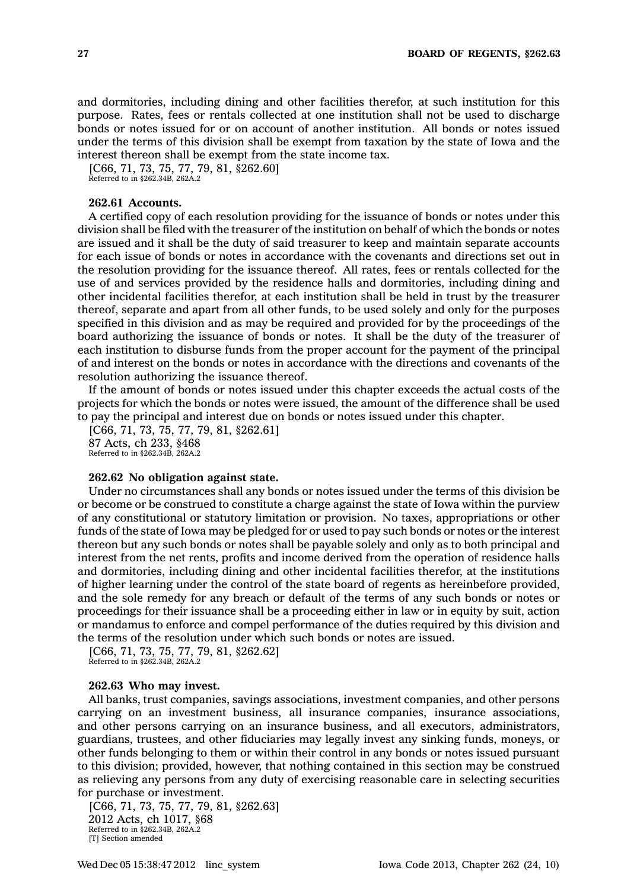and dormitories, including dining and other facilities therefor, at such institution for this purpose. Rates, fees or rentals collected at one institution shall not be used to discharge bonds or notes issued for or on account of another institution. All bonds or notes issued under the terms of this division shall be exempt from taxation by the state of Iowa and the interest thereon shall be exempt from the state income tax.

[C66, 71, 73, 75, 77, 79, 81, §262.60]
Referred to in §262.34B, 262A.2

**262.61 Accounts.**

A certified copy of each resolution providing for the issuance of bonds or notes under this division shall be filed with the treasurer of the institution on behalf of which the bonds or notes are issued and it shall be the duty of said treasurer to keep and maintain separate accounts for each issue of bonds or notes in accordance with the covenants and directions set out in the resolution providing for the issuance thereof. All rates, fees or rentals collected for the use of and services provided by the residence halls and dormitories, including dining and other incidental facilities therefor, at each institution shall be held in trust by the treasurer thereof, separate and apart from all other funds, to be used solely and only for the purposes specified in this division and as may be required and provided for by the proceedings of the board authorizing the issuance of bonds or notes. It shall be the duty of the treasurer of each institution to disburse funds from the proper account for the payment of the principal of and interest on the bonds or notes in accordance with the directions and covenants of the resolution authorizing the issuance thereof.

If the amount of bonds or notes issued under this chapter exceeds the actual costs of the projects for which the bonds or notes were issued, the amount of the difference shall be used to pay the principal and interest due on bonds or notes issued under this chapter.

[C66, 71, 73, 75, 77, 79, 81, §262.61]
87 Acts, ch 233, §468
Referred to in §262.34B, 262A.2

**262.62 No obligation against state.**

Under no circumstances shall any bonds or notes issued under the terms of this division be or become or be construed to constitute a charge against the state of Iowa within the purview of any constitutional or statutory limitation or provision. No taxes, appropriations or other funds of the state of Iowa may be pledged for or used to pay such bonds or notes or the interest thereon but any such bonds or notes shall be payable solely and only as to both principal and interest from the net rents, profits and income derived from the operation of residence halls and dormitories, including dining and other incidental facilities therefor, at the institutions of higher learning under the control of the state board of regents as hereinbefore provided, and the sole remedy for any breach or default of the terms of any such bonds or notes or proceedings for their issuance shall be a proceeding either in law or in equity by suit, action or mandamus to enforce and compel performance of the duties required by this division and the terms of the resolution under which such bonds or notes are issued.

[C66, 71, 73, 75, 77, 79, 81, §262.62]
Referred to in §262.34B, 262A.2

**262.63 Who may invest.**

All banks, trust companies, savings associations, investment companies, and other persons carrying on an investment business, all insurance companies, insurance associations, and other persons carrying on an insurance business, and all executors, administrators, guardians, trustees, and other fiduciaries may legally invest any sinking funds, moneys, or other funds belonging to them or within their control in any bonds or notes issued pursuant to this division; provided, however, that nothing contained in this section may be construed as relieving any persons from any duty of exercising reasonable care in selecting securities for purchase or investment.

[C66, 71, 73, 75, 77, 79, 81, §262.63]
2012 Acts, ch 1017, §68
Referred to in §262.34B, 262A.2
[T] Section amended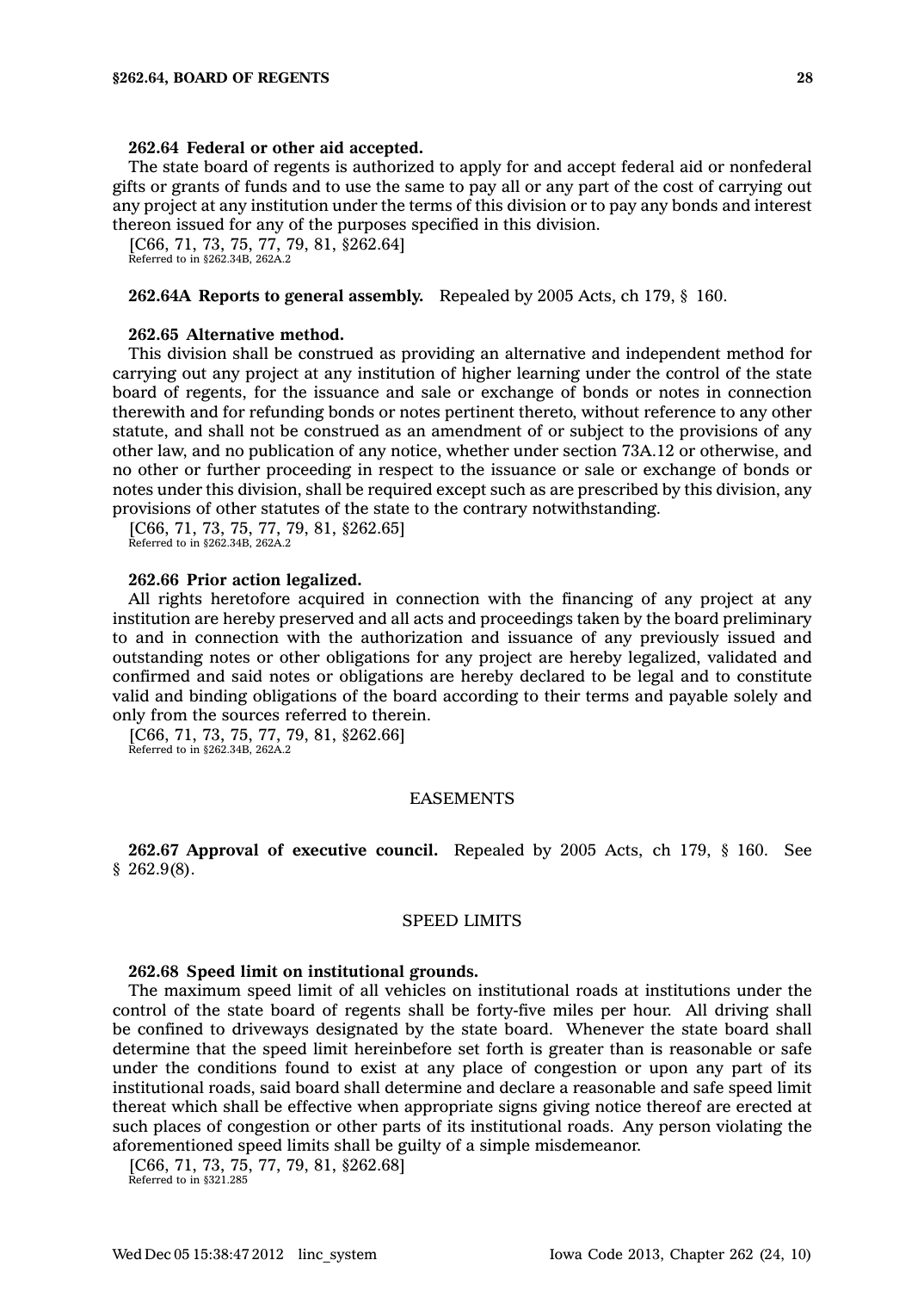**262.64 Federal or other aid accepted.**

The state board of regents is authorized to apply for and accept federal aid or nonfederal gifts or grants of funds and to use the same to pay all or any part of the cost of carrying out any project at any institution under the terms of this division or to pay any bonds and interest thereon issued for any of the purposes specified in this division.

[C66, 71, 73, 75, 77, 79, 81, §262.64]

Referred to in §262.34B, 262A.2

**262.64A Reports to general assembly.** Repealed by 2005 Acts, ch 179, § 160.

**262.65 Alternative method.**

This division shall be construed as providing an alternative and independent method for carrying out any project at any institution of higher learning under the control of the state board of regents, for the issuance and sale or exchange of bonds or notes in connection therewith and for refunding bonds or notes pertinent thereto, without reference to any other statute, and shall not be construed as an amendment of or subject to the provisions of any other law, and no publication of any notice, whether under section 73A.12 or otherwise, and no other or further proceeding in respect to the issuance or sale or exchange of bonds or notes under this division, shall be required except such as are prescribed by this division, any provisions of other statutes of the state to the contrary notwithstanding.

[C66, 71, 73, 75, 77, 79, 81, §262.65]

Referred to in §262.34B, 262A.2

**262.66 Prior action legalized.**

All rights heretofore acquired in connection with the financing of any project at any institution are hereby preserved and all acts and proceedings taken by the board preliminary to and in connection with the authorization and issuance of any previously issued and outstanding notes or other obligations for any project are hereby legalized, validated and confirmed and said notes or obligations are hereby declared to be legal and to constitute valid and binding obligations of the board according to their terms and payable solely and only from the sources referred to therein.

[C66, 71, 73, 75, 77, 79, 81, §262.66]

Referred to in §262.34B, 262A.2

## EASEMENTS

**262.67 Approval of executive council.** Repealed by 2005 Acts, ch 179, § 160. See § 262.9(8).

## SPEED LIMITS

**262.68 Speed limit on institutional grounds.**

The maximum speed limit of all vehicles on institutional roads at institutions under the control of the state board of regents shall be forty-five miles per hour. All driving shall be confined to driveways designated by the state board. Whenever the state board shall determine that the speed limit hereinbefore set forth is greater than is reasonable or safe under the conditions found to exist at any place of congestion or upon any part of its institutional roads, said board shall determine and declare a reasonable and safe speed limit thereat which shall be effective when appropriate signs giving notice thereof are erected at such places of congestion or other parts of its institutional roads. Any person violating the aforementioned speed limits shall be guilty of a simple misdemeanor.

[C66, 71, 73, 75, 77, 79, 81, §262.68]

Referred to in §321.285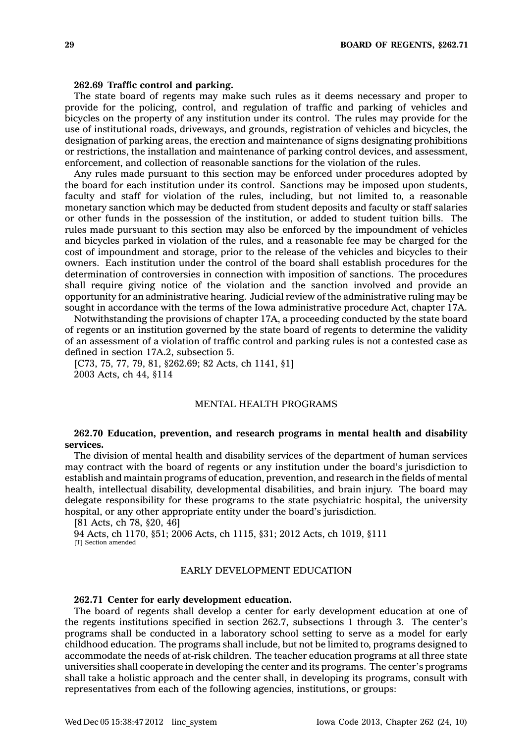**262.69 Traffic control and parking.**

The state board of regents may make such rules as it deems necessary and proper to provide for the policing, control, and regulation of traffic and parking of vehicles and bicycles on the property of any institution under its control. The rules may provide for the use of institutional roads, driveways, and grounds, registration of vehicles and bicycles, the designation of parking areas, the erection and maintenance of signs designating prohibitions or restrictions, the installation and maintenance of parking control devices, and assessment, enforcement, and collection of reasonable sanctions for the violation of the rules.

Any rules made pursuant to this section may be enforced under procedures adopted by the board for each institution under its control. Sanctions may be imposed upon students, faculty and staff for violation of the rules, including, but not limited to, a reasonable monetary sanction which may be deducted from student deposits and faculty or staff salaries or other funds in the possession of the institution, or added to student tuition bills. The rules made pursuant to this section may also be enforced by the impoundment of vehicles and bicycles parked in violation of the rules, and a reasonable fee may be charged for the cost of impoundment and storage, prior to the release of the vehicles and bicycles to their owners. Each institution under the control of the board shall establish procedures for the determination of controversies in connection with imposition of sanctions. The procedures shall require giving notice of the violation and the sanction involved and provide an opportunity for an administrative hearing. Judicial review of the administrative ruling may be sought in accordance with the terms of the Iowa administrative procedure Act, chapter 17A.

Notwithstanding the provisions of chapter 17A, a proceeding conducted by the state board of regents or an institution governed by the state board of regents to determine the validity of an assessment of a violation of traffic control and parking rules is not a contested case as defined in section 17A.2, subsection 5.

[C73, 75, 77, 79, 81, §262.69; 82 Acts, ch 1141, §1]

2003 Acts, ch 44, §114

MENTAL HEALTH PROGRAMS

**262.70 Education, prevention, and research programs in mental health and disability services.**

The division of mental health and disability services of the department of human services may contract with the board of regents or any institution under the board's jurisdiction to establish and maintain programs of education, prevention, and research in the fields of mental health, intellectual disability, developmental disabilities, and brain injury. The board may delegate responsibility for these programs to the state psychiatric hospital, the university hospital, or any other appropriate entity under the board's jurisdiction.

[81 Acts, ch 78, §20, 46]

94 Acts, ch 1170, §51; 2006 Acts, ch 1115, §31; 2012 Acts, ch 1019, §111

[T] Section amended

EARLY DEVELOPMENT EDUCATION

**262.71 Center for early development education.**

The board of regents shall develop a center for early development education at one of the regents institutions specified in section 262.7, subsections 1 through 3. The center's programs shall be conducted in a laboratory school setting to serve as a model for early childhood education. The programs shall include, but not be limited to, programs designed to accommodate the needs of at-risk children. The teacher education programs at all three state universities shall cooperate in developing the center and its programs. The center's programs shall take a holistic approach and the center shall, in developing its programs, consult with representatives from each of the following agencies, institutions, or groups: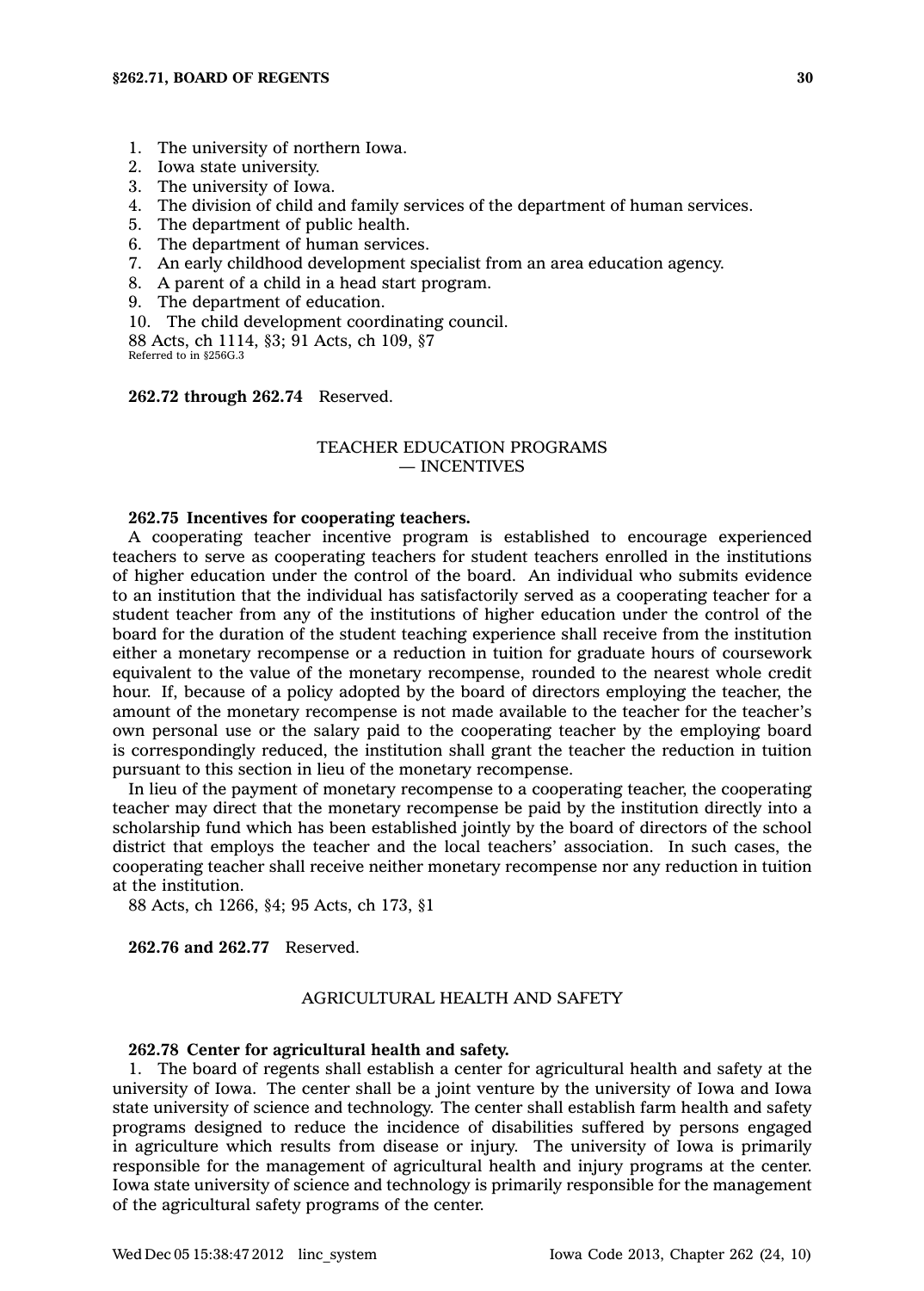1. The university of northern Iowa.
2. Iowa state university.
3. The university of Iowa.
4. The division of child and family services of the department of human services.
5. The department of public health.
6. The department of human services.
7. An early childhood development specialist from an area education agency.
8. A parent of a child in a head start program.
9. The department of education.
10. The child development coordinating council.

88 Acts, ch 1114, §3; 91 Acts, ch 109, §7
Referred to in §256G.3

**262.72 through 262.74** Reserved.

### TEACHER EDUCATION PROGRAMS — INCENTIVES

**262.75 Incentives for cooperating teachers.**

A cooperating teacher incentive program is established to encourage experienced teachers to serve as cooperating teachers for student teachers enrolled in the institutions of higher education under the control of the board. An individual who submits evidence to an institution that the individual has satisfactorily served as a cooperating teacher for a student teacher from any of the institutions of higher education under the control of the board for the duration of the student teaching experience shall receive from the institution either a monetary recompense or a reduction in tuition for graduate hours of coursework equivalent to the value of the monetary recompense, rounded to the nearest whole credit hour. If, because of a policy adopted by the board of directors employing the teacher, the amount of the monetary recompense is not made available to the teacher for the teacher's own personal use or the salary paid to the cooperating teacher by the employing board is correspondingly reduced, the institution shall grant the teacher the reduction in tuition pursuant to this section in lieu of the monetary recompense.

In lieu of the payment of monetary recompense to a cooperating teacher, the cooperating teacher may direct that the monetary recompense be paid by the institution directly into a scholarship fund which has been established jointly by the board of directors of the school district that employs the teacher and the local teachers' association. In such cases, the cooperating teacher shall receive neither monetary recompense nor any reduction in tuition at the institution.

88 Acts, ch 1266, §4; 95 Acts, ch 173, §1

**262.76 and 262.77** Reserved.

### AGRICULTURAL HEALTH AND SAFETY

**262.78 Center for agricultural health and safety.**

1. The board of regents shall establish a center for agricultural health and safety at the university of Iowa. The center shall be a joint venture by the university of Iowa and Iowa state university of science and technology. The center shall establish farm health and safety programs designed to reduce the incidence of disabilities suffered by persons engaged in agriculture which results from disease or injury. The university of Iowa is primarily responsible for the management of agricultural health and injury programs at the center. Iowa state university of science and technology is primarily responsible for the management of the agricultural safety programs of the center.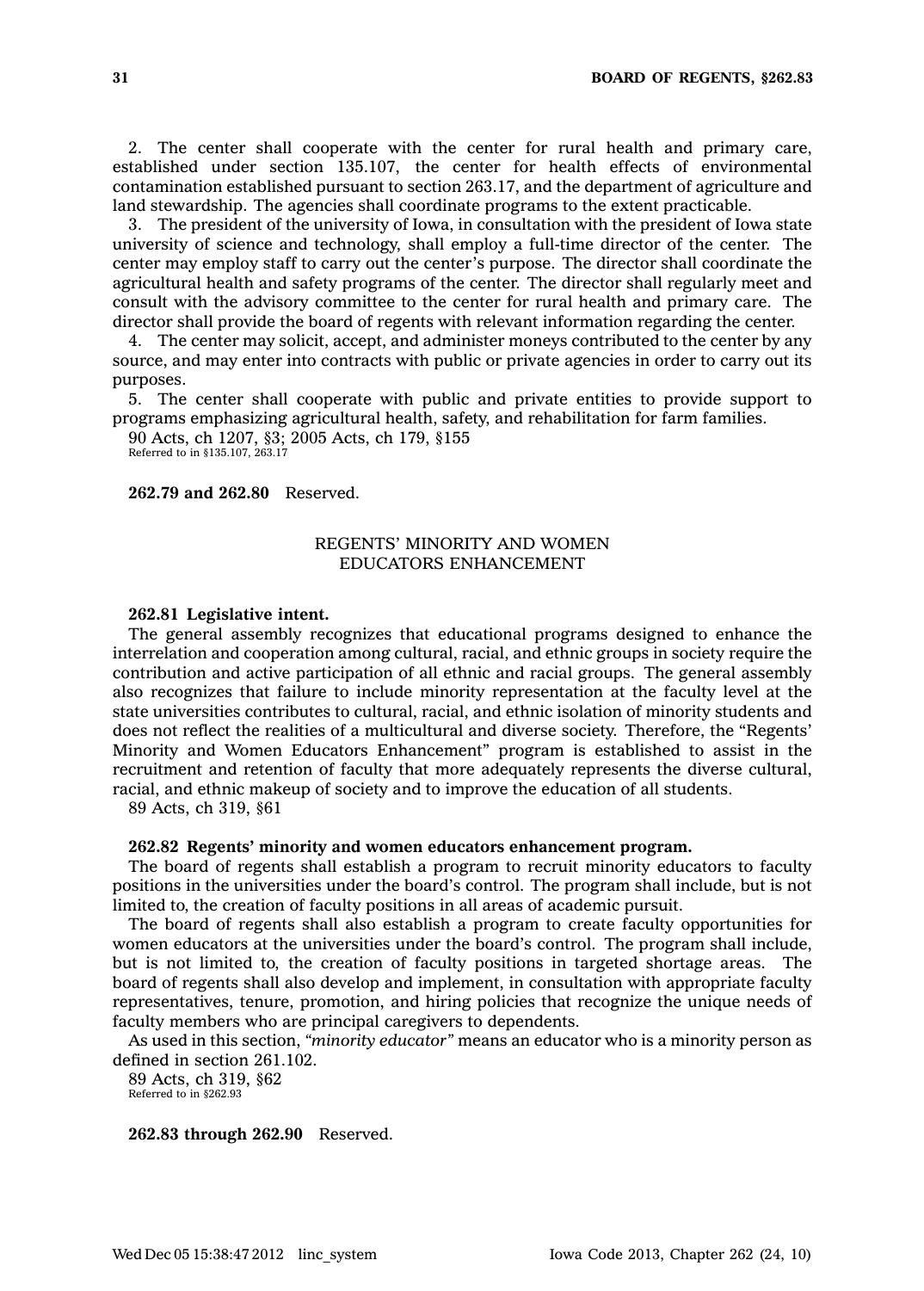2. The center shall cooperate with the center for rural health and primary care, established under section 135.107, the center for health effects of environmental contamination established pursuant to section 263.17, and the department of agriculture and land stewardship. The agencies shall coordinate programs to the extent practicable.

3. The president of the university of Iowa, in consultation with the president of Iowa state university of science and technology, shall employ a full-time director of the center. The center may employ staff to carry out the center's purpose. The director shall coordinate the agricultural health and safety programs of the center. The director shall regularly meet and consult with the advisory committee to the center for rural health and primary care. The director shall provide the board of regents with relevant information regarding the center.

4. The center may solicit, accept, and administer moneys contributed to the center by any source, and may enter into contracts with public or private agencies in order to carry out its purposes.

5. The center shall cooperate with public and private entities to provide support to programs emphasizing agricultural health, safety, and rehabilitation for farm families.

90 Acts, ch 1207, §3; 2005 Acts, ch 179, §155
Referred to in §135.107, 263.17

**262.79 and 262.80** Reserved.

## REGENTS' MINORITY AND WOMEN EDUCATORS ENHANCEMENT

**262.81 Legislative intent.**

The general assembly recognizes that educational programs designed to enhance the interrelation and cooperation among cultural, racial, and ethnic groups in society require the contribution and active participation of all ethnic and racial groups. The general assembly also recognizes that failure to include minority representation at the faculty level at the state universities contributes to cultural, racial, and ethnic isolation of minority students and does not reflect the realities of a multicultural and diverse society. Therefore, the "Regents' Minority and Women Educators Enhancement" program is established to assist in the recruitment and retention of faculty that more adequately represents the diverse cultural, racial, and ethnic makeup of society and to improve the education of all students.

89 Acts, ch 319, §61

**262.82 Regents' minority and women educators enhancement program.**

The board of regents shall establish a program to recruit minority educators to faculty positions in the universities under the board's control. The program shall include, but is not limited to, the creation of faculty positions in all areas of academic pursuit.

The board of regents shall also establish a program to create faculty opportunities for women educators at the universities under the board's control. The program shall include, but is not limited to, the creation of faculty positions in targeted shortage areas. The board of regents shall also develop and implement, in consultation with appropriate faculty representatives, tenure, promotion, and hiring policies that recognize the unique needs of faculty members who are principal caregivers to dependents.

As used in this section, *"minority educator"* means an educator who is a minority person as defined in section 261.102.

89 Acts, ch 319, §62
Referred to in §262.93

**262.83 through 262.90** Reserved.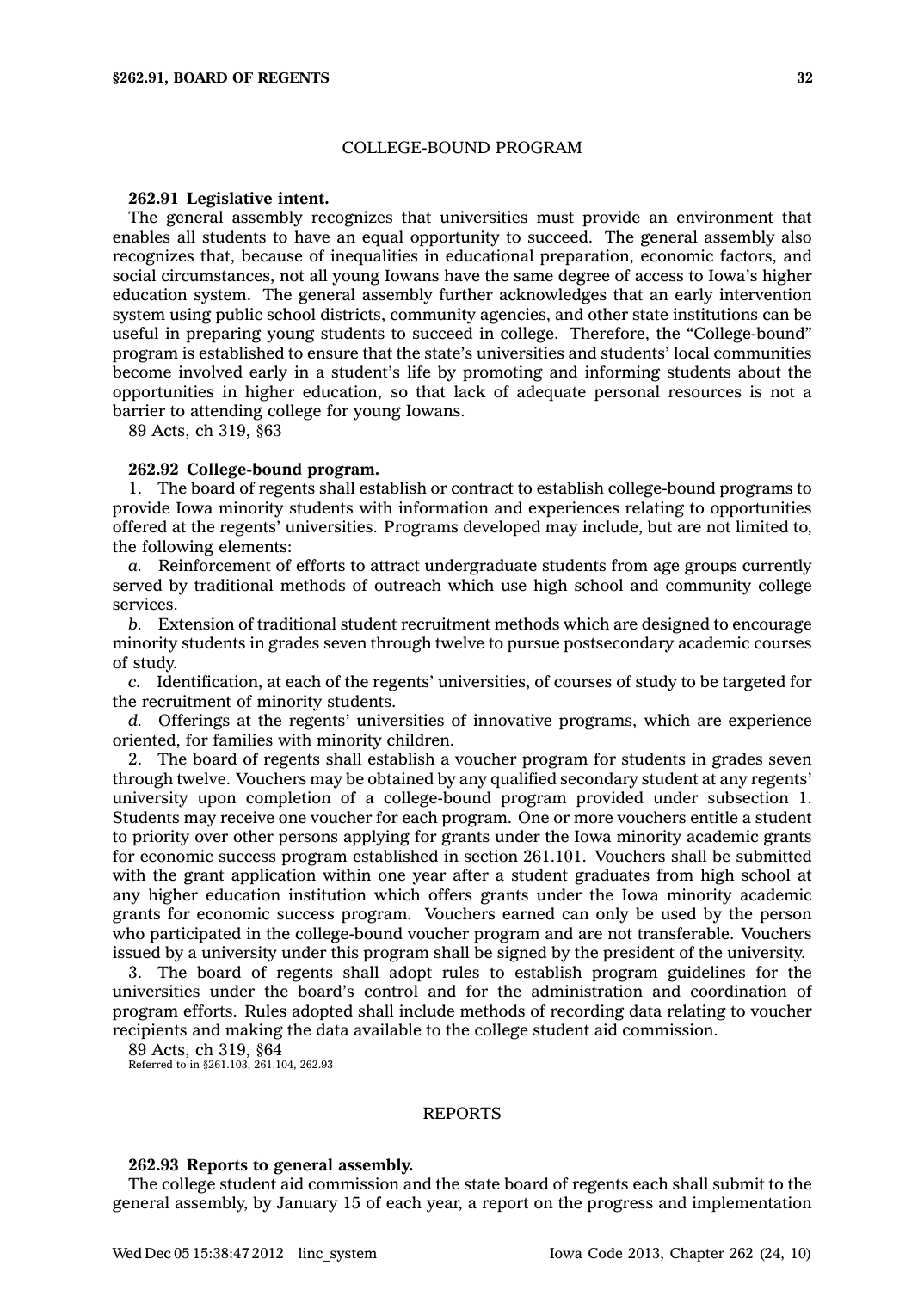## COLLEGE-BOUND PROGRAM

**262.91 Legislative intent.**

The general assembly recognizes that universities must provide an environment that enables all students to have an equal opportunity to succeed. The general assembly also recognizes that, because of inequalities in educational preparation, economic factors, and social circumstances, not all young Iowans have the same degree of access to Iowa's higher education system. The general assembly further acknowledges that an early intervention system using public school districts, community agencies, and other state institutions can be useful in preparing young students to succeed in college. Therefore, the "College-bound" program is established to ensure that the state's universities and students' local communities become involved early in a student's life by promoting and informing students about the opportunities in higher education, so that lack of adequate personal resources is not a barrier to attending college for young Iowans.

89 Acts, ch 319, §63

**262.92 College-bound program.**

1. The board of regents shall establish or contract to establish college-bound programs to provide Iowa minority students with information and experiences relating to opportunities offered at the regents' universities. Programs developed may include, but are not limited to, the following elements:

*a.* Reinforcement of efforts to attract undergraduate students from age groups currently served by traditional methods of outreach which use high school and community college services.

*b.* Extension of traditional student recruitment methods which are designed to encourage minority students in grades seven through twelve to pursue postsecondary academic courses of study.

*c.* Identification, at each of the regents' universities, of courses of study to be targeted for the recruitment of minority students.

*d.* Offerings at the regents' universities of innovative programs, which are experience oriented, for families with minority children.

2. The board of regents shall establish a voucher program for students in grades seven through twelve. Vouchers may be obtained by any qualified secondary student at any regents' university upon completion of a college-bound program provided under subsection 1. Students may receive one voucher for each program. One or more vouchers entitle a student to priority over other persons applying for grants under the Iowa minority academic grants for economic success program established in section 261.101. Vouchers shall be submitted with the grant application within one year after a student graduates from high school at any higher education institution which offers grants under the Iowa minority academic grants for economic success program. Vouchers earned can only be used by the person who participated in the college-bound voucher program and are not transferable. Vouchers issued by a university under this program shall be signed by the president of the university.

3. The board of regents shall adopt rules to establish program guidelines for the universities under the board's control and for the administration and coordination of program efforts. Rules adopted shall include methods of recording data relating to voucher recipients and making the data available to the college student aid commission.

89 Acts, ch 319, §64

Referred to in §261.103, 261.104, 262.93

## REPORTS

**262.93 Reports to general assembly.**

The college student aid commission and the state board of regents each shall submit to the general assembly, by January 15 of each year, a report on the progress and implementation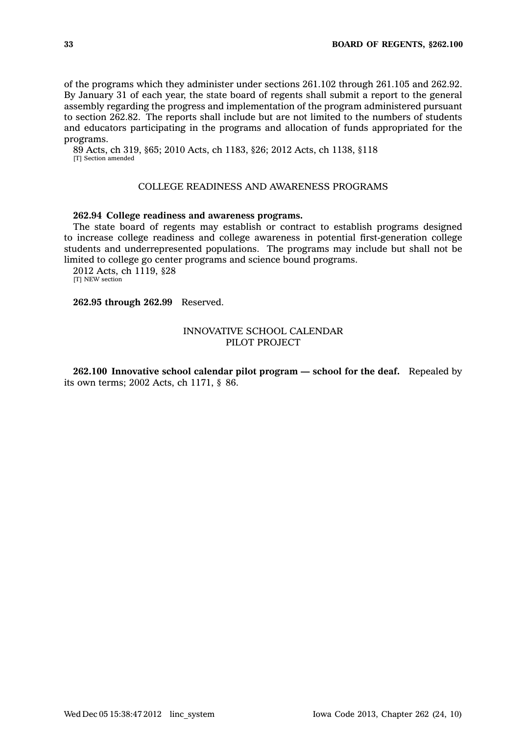of the programs which they administer under sections 261.102 through 261.105 and 262.92. By January 31 of each year, the state board of regents shall submit a report to the general assembly regarding the progress and implementation of the program administered pursuant to section 262.82. The reports shall include but are not limited to the numbers of students and educators participating in the programs and allocation of funds appropriated for the programs.

89 Acts, ch 319, §65; 2010 Acts, ch 1183, §26; 2012 Acts, ch 1138, §118
[T] Section amended

## COLLEGE READINESS AND AWARENESS PROGRAMS

**262.94 College readiness and awareness programs.**
The state board of regents may establish or contract to establish programs designed to increase college readiness and college awareness in potential first-generation college students and underrepresented populations. The programs may include but shall not be limited to college go center programs and science bound programs.

2012 Acts, ch 1119, §28
[T] NEW section

**262.95 through 262.99** Reserved.

## INNOVATIVE SCHOOL CALENDAR PILOT PROJECT

**262.100 Innovative school calendar pilot program — school for the deaf.** Repealed by its own terms; 2002 Acts, ch 1171, § 86.